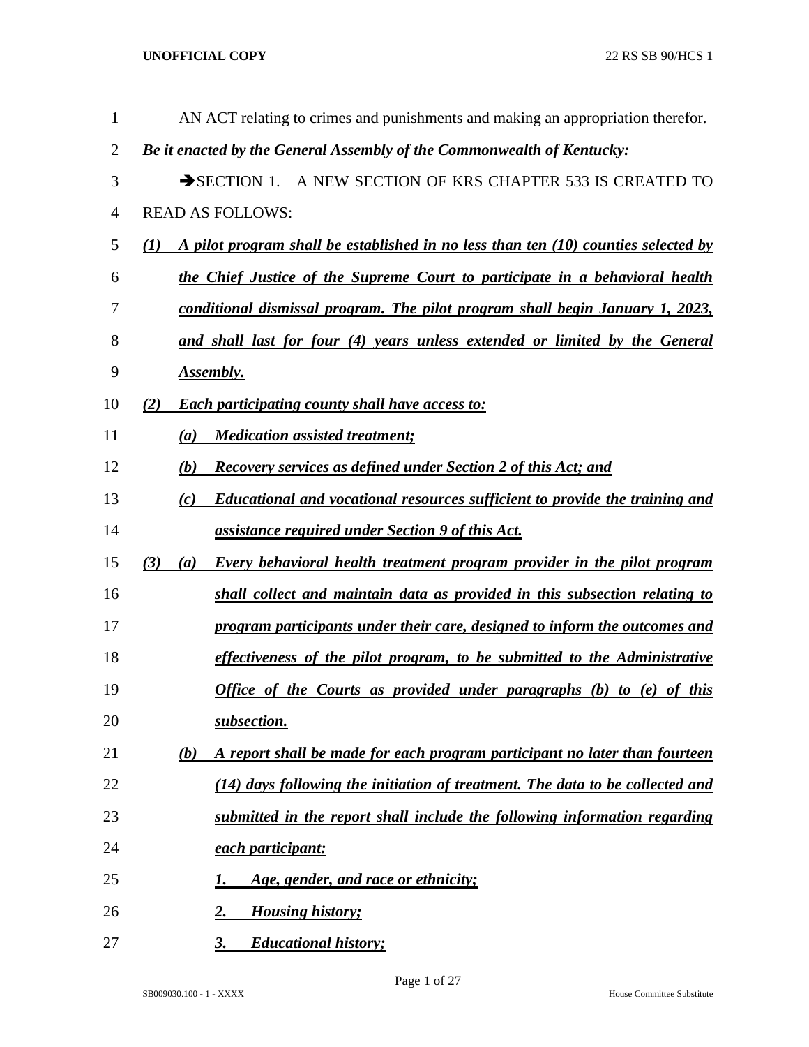AN ACT relating to crimes and punishments and making an appropriation therefor.

***Be it enacted by the General Assembly of the Commonwealth of Kentucky:***

➔SECTION 1. A NEW SECTION OF KRS CHAPTER 533 IS CREATED TO READ AS FOLLOWS:

***(1) A pilot program shall be established in no less than ten (10) counties selected by the Chief Justice of the Supreme Court to participate in a behavioral health conditional dismissal program. The pilot program shall begin January 1, 2023, and shall last for four (4) years unless extended or limited by the General Assembly.***

***(2) Each participating county shall have access to:***

***(a) Medication assisted treatment;***

***(b) Recovery services as defined under Section 2 of this Act; and***

***(c) Educational and vocational resources sufficient to provide the training and assistance required under Section 9 of this Act.***

***(3) (a) Every behavioral health treatment program provider in the pilot program shall collect and maintain data as provided in this subsection relating to program participants under their care, designed to inform the outcomes and effectiveness of the pilot program, to be submitted to the Administrative Office of the Courts as provided under paragraphs (b) to (e) of this subsection.***

***(b) A report shall be made for each program participant no later than fourteen (14) days following the initiation of treatment. The data to be collected and submitted in the report shall include the following information regarding each participant:***

***1. Age, gender, and race or ethnicity;***

***2. Housing history;***

***3. Educational history;***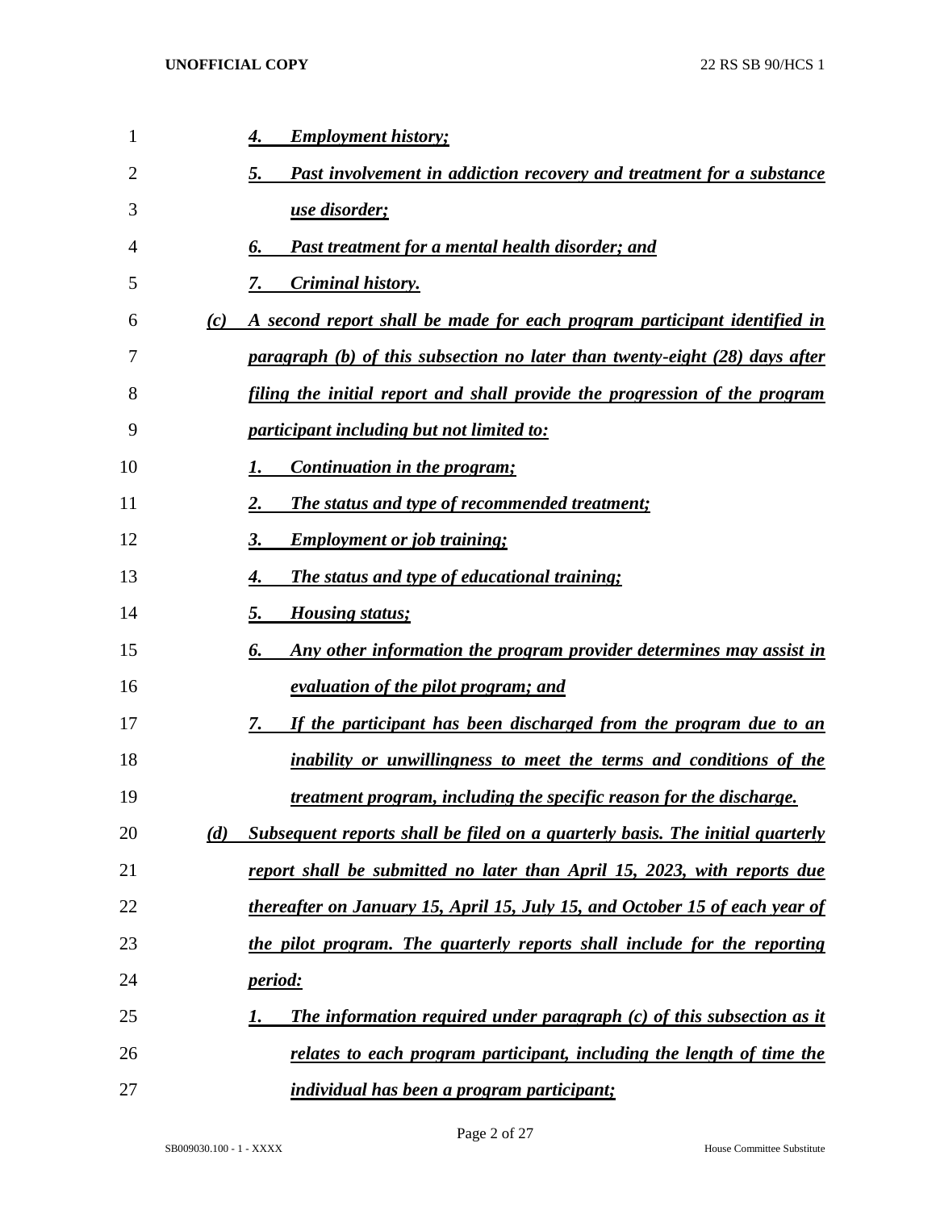4. ***Employment history;***

5. ***Past involvement in addiction recovery and treatment for a substance use disorder;***

6. ***Past treatment for a mental health disorder; and***

7. ***Criminal history.***

***(c) A second report shall be made for each program participant identified in paragraph (b) of this subsection no later than twenty-eight (28) days after filing the initial report and shall provide the progression of the program participant including but not limited to:***

1. ***Continuation in the program;***

2. ***The status and type of recommended treatment;***

3. ***Employment or job training;***

4. ***The status and type of educational training;***

5. ***Housing status;***

6. ***Any other information the program provider determines may assist in evaluation of the pilot program; and***

7. ***If the participant has been discharged from the program due to an inability or unwillingness to meet the terms and conditions of the treatment program, including the specific reason for the discharge.***

***(d) Subsequent reports shall be filed on a quarterly basis. The initial quarterly report shall be submitted no later than April 15, 2023, with reports due thereafter on January 15, April 15, July 15, and October 15 of each year of the pilot program. The quarterly reports shall include for the reporting period:***

1. ***The information required under paragraph (c) of this subsection as it relates to each program participant, including the length of time the individual has been a program participant;***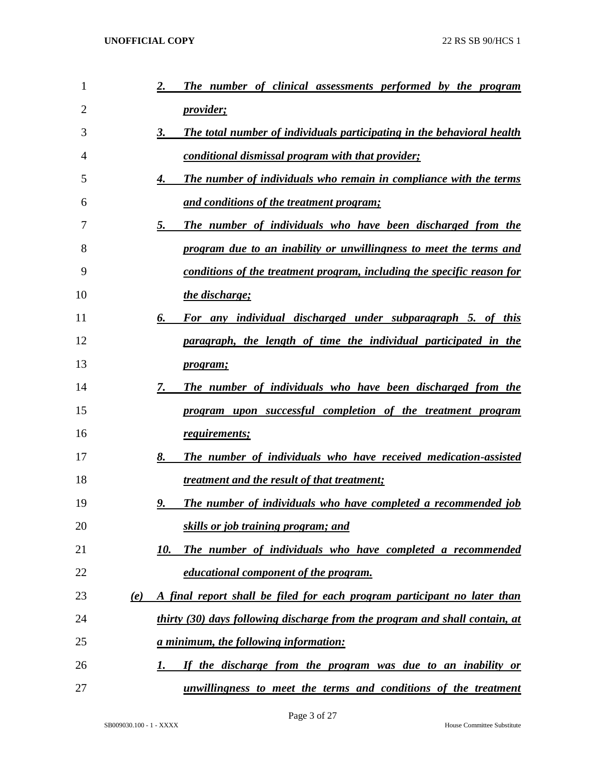*2. The number of clinical assessments performed by the program provider;*

*3. The total number of individuals participating in the behavioral health conditional dismissal program with that provider;*

*4. The number of individuals who remain in compliance with the terms and conditions of the treatment program;*

*5. The number of individuals who have been discharged from the program due to an inability or unwillingness to meet the terms and conditions of the treatment program, including the specific reason for the discharge;*

*6. For any individual discharged under subparagraph 5. of this paragraph, the length of time the individual participated in the program;*

*7. The number of individuals who have been discharged from the program upon successful completion of the treatment program requirements;*

*8. The number of individuals who have received medication-assisted treatment and the result of that treatment;*

*9. The number of individuals who have completed a recommended job skills or job training program; and*

*10. The number of individuals who have completed a recommended educational component of the program.*

*(e) A final report shall be filed for each program participant no later than thirty (30) days following discharge from the program and shall contain, at a minimum, the following information:*

*1. If the discharge from the program was due to an inability or unwillingness to meet the terms and conditions of the treatment*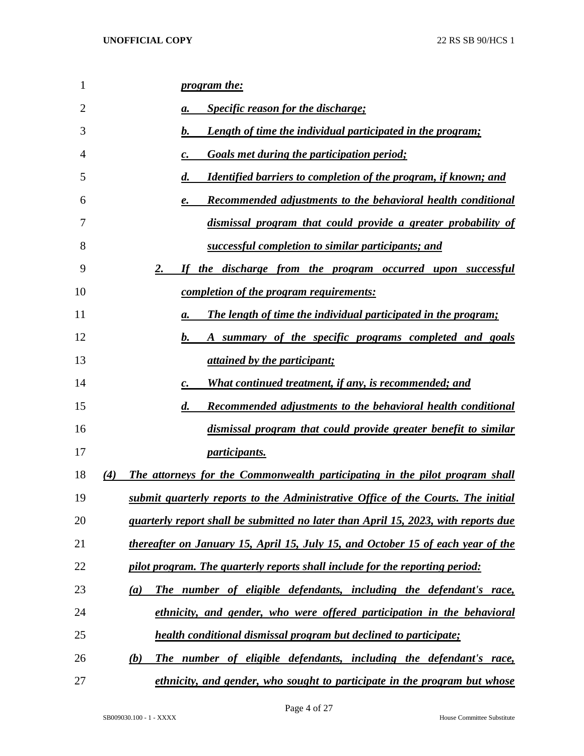*program the:*

*a. Specific reason for the discharge;*

*b. Length of time the individual participated in the program;*

*c. Goals met during the participation period;*

*d. Identified barriers to completion of the program, if known; and*

*e. Recommended adjustments to the behavioral health conditional dismissal program that could provide a greater probability of successful completion to similar participants; and*

*2. If the discharge from the program occurred upon successful completion of the program requirements:*

*a. The length of time the individual participated in the program;*

*b. A summary of the specific programs completed and goals attained by the participant;*

*c. What continued treatment, if any, is recommended; and*

*d. Recommended adjustments to the behavioral health conditional dismissal program that could provide greater benefit to similar participants.*

*(4) The attorneys for the Commonwealth participating in the pilot program shall submit quarterly reports to the Administrative Office of the Courts. The initial quarterly report shall be submitted no later than April 15, 2023, with reports due thereafter on January 15, April 15, July 15, and October 15 of each year of the pilot program. The quarterly reports shall include for the reporting period:*

*(a) The number of eligible defendants, including the defendant's race, ethnicity, and gender, who were offered participation in the behavioral health conditional dismissal program but declined to participate;*

*(b) The number of eligible defendants, including the defendant's race, ethnicity, and gender, who sought to participate in the program but whose*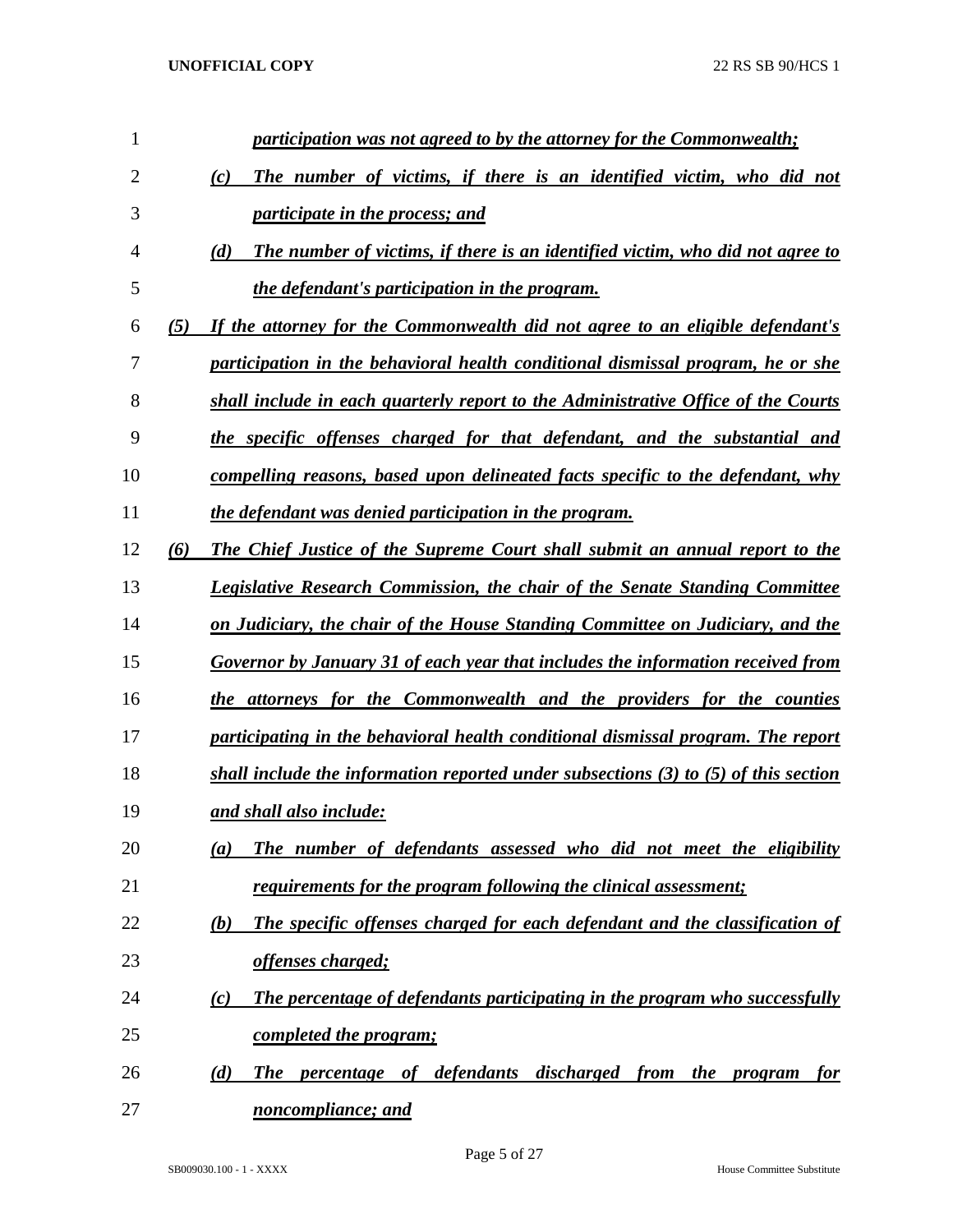*participation was not agreed to by the attorney for the Commonwealth;*

*(c) The number of victims, if there is an identified victim, who did not participate in the process; and*

*(d) The number of victims, if there is an identified victim, who did not agree to the defendant's participation in the program.*

*(5) If the attorney for the Commonwealth did not agree to an eligible defendant's participation in the behavioral health conditional dismissal program, he or she shall include in each quarterly report to the Administrative Office of the Courts the specific offenses charged for that defendant, and the substantial and compelling reasons, based upon delineated facts specific to the defendant, why the defendant was denied participation in the program.*

*(6) The Chief Justice of the Supreme Court shall submit an annual report to the Legislative Research Commission, the chair of the Senate Standing Committee on Judiciary, the chair of the House Standing Committee on Judiciary, and the Governor by January 31 of each year that includes the information received from the attorneys for the Commonwealth and the providers for the counties participating in the behavioral health conditional dismissal program. The report shall include the information reported under subsections (3) to (5) of this section and shall also include:*

*(a) The number of defendants assessed who did not meet the eligibility requirements for the program following the clinical assessment;*

*(b) The specific offenses charged for each defendant and the classification of offenses charged;*

*(c) The percentage of defendants participating in the program who successfully completed the program;*

*(d) The percentage of defendants discharged from the program for noncompliance; and*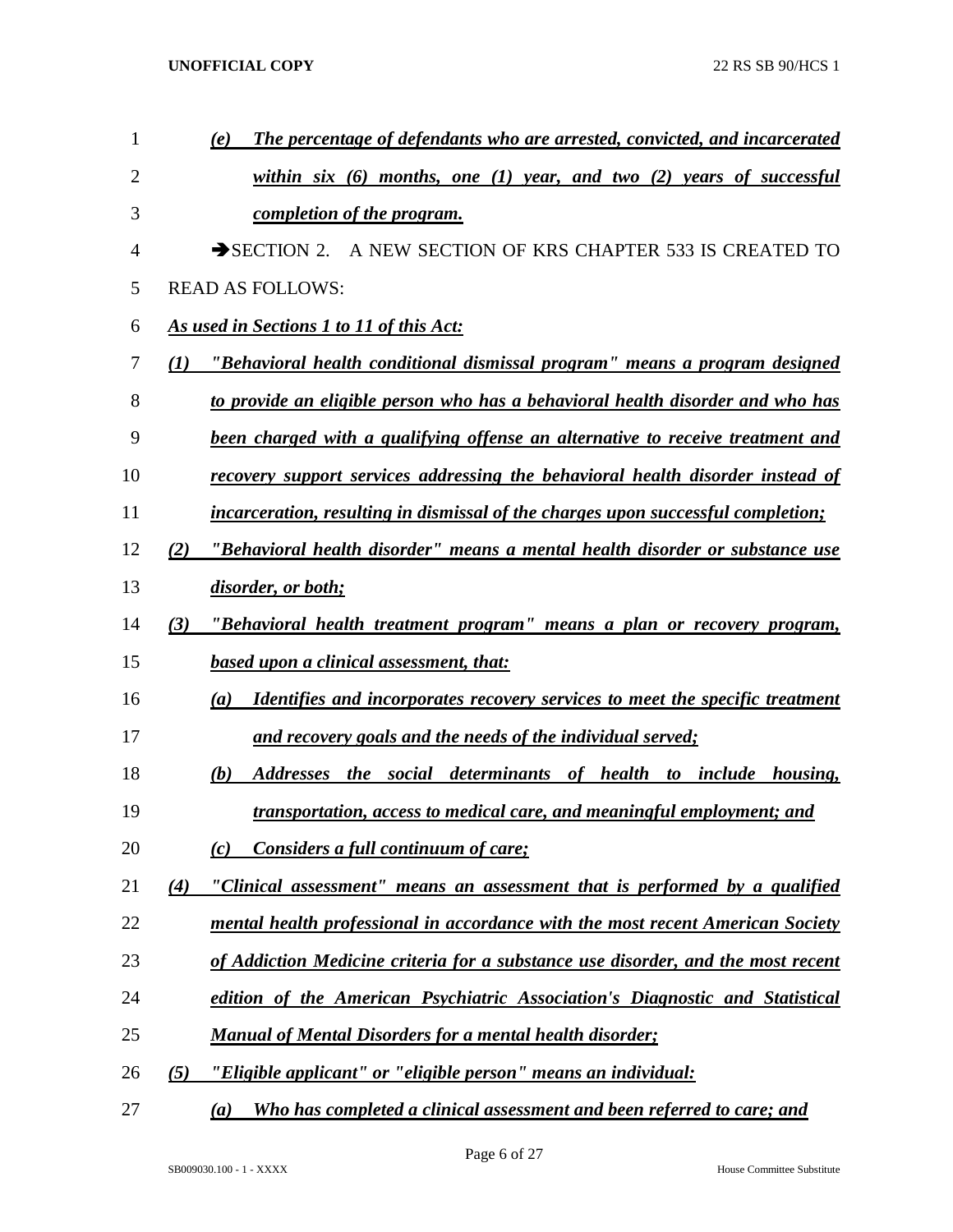*(e) The percentage of defendants who are arrested, convicted, and incarcerated within six (6) months, one (1) year, and two (2) years of successful completion of the program.*

➔SECTION 2. A NEW SECTION OF KRS CHAPTER 533 IS CREATED TO READ AS FOLLOWS:

*As used in Sections 1 to 11 of this Act:*

*(1) "Behavioral health conditional dismissal program" means a program designed to provide an eligible person who has a behavioral health disorder and who has been charged with a qualifying offense an alternative to receive treatment and recovery support services addressing the behavioral health disorder instead of incarceration, resulting in dismissal of the charges upon successful completion;*

*(2) "Behavioral health disorder" means a mental health disorder or substance use disorder, or both;*

*(3) "Behavioral health treatment program" means a plan or recovery program, based upon a clinical assessment, that:*

*(a) Identifies and incorporates recovery services to meet the specific treatment and recovery goals and the needs of the individual served;*

*(b) Addresses the social determinants of health to include housing, transportation, access to medical care, and meaningful employment; and*

*(c) Considers a full continuum of care;*

*(4) "Clinical assessment" means an assessment that is performed by a qualified mental health professional in accordance with the most recent American Society of Addiction Medicine criteria for a substance use disorder, and the most recent edition of the American Psychiatric Association's Diagnostic and Statistical Manual of Mental Disorders for a mental health disorder;*

*(5) "Eligible applicant" or "eligible person" means an individual:*

*(a) Who has completed a clinical assessment and been referred to care; and*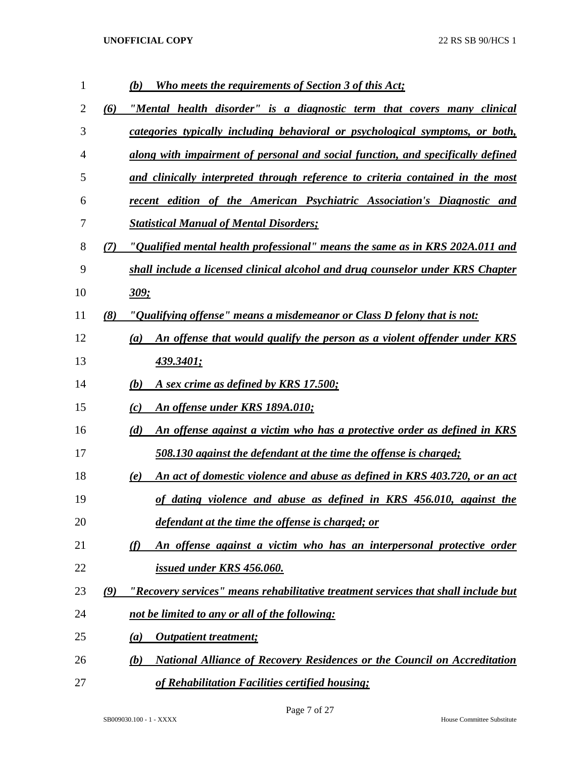(b) *__Who meets the requirements of Section 3 of this Act;__*

(6) *__"Mental health disorder" is a diagnostic term that covers many clinical categories typically including behavioral or psychological symptoms, or both, along with impairment of personal and social function, and specifically defined and clinically interpreted through reference to criteria contained in the most recent edition of the American Psychiatric Association's Diagnostic and Statistical Manual of Mental Disorders;__*

(7) *__"Qualified mental health professional" means the same as in KRS 202A.011 and shall include a licensed clinical alcohol and drug counselor under KRS Chapter 309;__*

(8) *__"Qualifying offense" means a misdemeanor or Class D felony that is not:__*

(a) *__An offense that would qualify the person as a violent offender under KRS 439.3401;__*

(b) *__A sex crime as defined by KRS 17.500;__*

(c) *__An offense under KRS 189A.010;__*

(d) *__An offense against a victim who has a protective order as defined in KRS 508.130 against the defendant at the time the offense is charged;__*

(e) *__An act of domestic violence and abuse as defined in KRS 403.720, or an act of dating violence and abuse as defined in KRS 456.010, against the defendant at the time the offense is charged; or__*

(f) *__An offense against a victim who has an interpersonal protective order issued under KRS 456.060.__*

(9) *__"Recovery services" means rehabilitative treatment services that shall include but not be limited to any or all of the following:__*

(a) *__Outpatient treatment;__*

(b) *__National Alliance of Recovery Residences or the Council on Accreditation of Rehabilitation Facilities certified housing;__*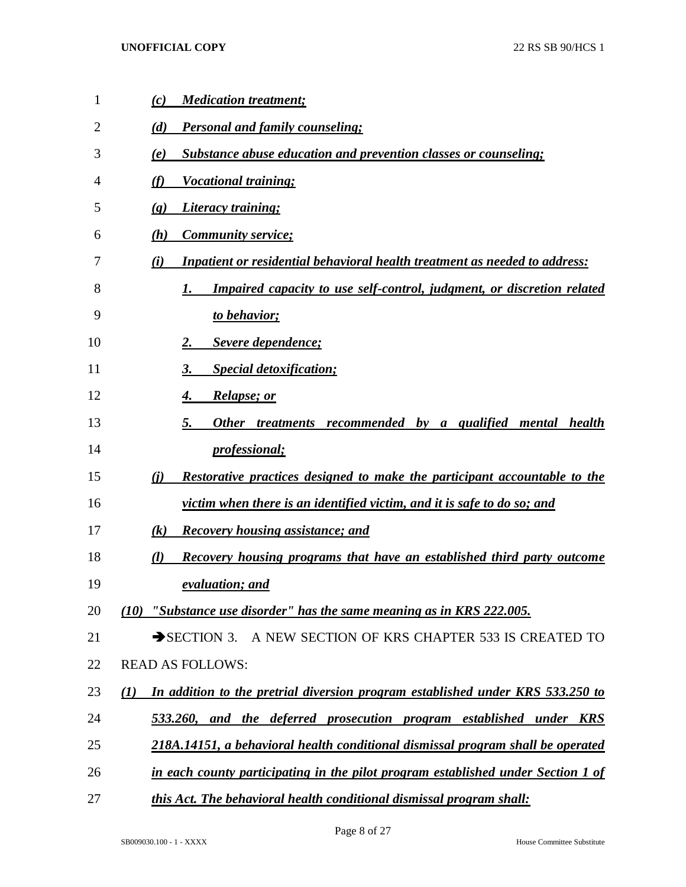*(c) Medication treatment;*

*(d) Personal and family counseling;*

*(e) Substance abuse education and prevention classes or counseling;*

*(f) Vocational training;*

*(g) Literacy training;*

*(h) Community service;*

*(i) Inpatient or residential behavioral health treatment as needed to address:*

*1. Impaired capacity to use self-control, judgment, or discretion related to behavior;*

*2. Severe dependence;*

*3. Special detoxification;*

*4. Relapse; or*

*5. Other treatments recommended by a qualified mental health professional;*

*(j) Restorative practices designed to make the participant accountable to the victim when there is an identified victim, and it is safe to do so; and*

*(k) Recovery housing assistance; and*

*(l) Recovery housing programs that have an established third party outcome evaluation; and*

*(10) "Substance use disorder" has the same meaning as in KRS 222.005.*

➔SECTION 3. A NEW SECTION OF KRS CHAPTER 533 IS CREATED TO READ AS FOLLOWS:

*(1) In addition to the pretrial diversion program established under KRS 533.250 to 533.260, and the deferred prosecution program established under KRS 218A.14151, a behavioral health conditional dismissal program shall be operated in each county participating in the pilot program established under Section 1 of this Act. The behavioral health conditional dismissal program shall:*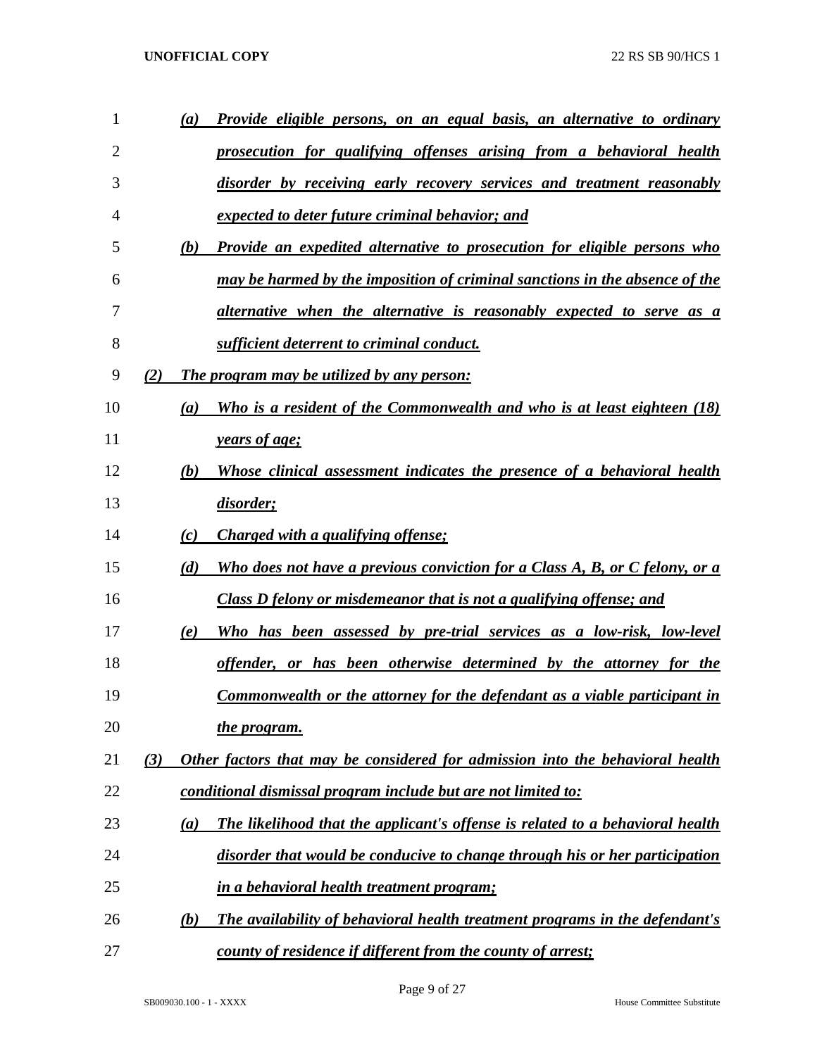(a) *Provide eligible persons, on an equal basis, an alternative to ordinary prosecution for qualifying offenses arising from a behavioral health disorder by receiving early recovery services and treatment reasonably expected to deter future criminal behavior; and*

(b) *Provide an expedited alternative to prosecution for eligible persons who may be harmed by the imposition of criminal sanctions in the absence of the alternative when the alternative is reasonably expected to serve as a sufficient deterrent to criminal conduct.*

(2) *The program may be utilized by any person:*

(a) *Who is a resident of the Commonwealth and who is at least eighteen (18) years of age;*

(b) *Whose clinical assessment indicates the presence of a behavioral health disorder;*

(c) *Charged with a qualifying offense;*

(d) *Who does not have a previous conviction for a Class A, B, or C felony, or a Class D felony or misdemeanor that is not a qualifying offense; and*

(e) *Who has been assessed by pre-trial services as a low-risk, low-level offender, or has been otherwise determined by the attorney for the Commonwealth or the attorney for the defendant as a viable participant in the program.*

(3) *Other factors that may be considered for admission into the behavioral health conditional dismissal program include but are not limited to:*

(a) *The likelihood that the applicant's offense is related to a behavioral health disorder that would be conducive to change through his or her participation in a behavioral health treatment program;*

(b) *The availability of behavioral health treatment programs in the defendant's county of residence if different from the county of arrest;*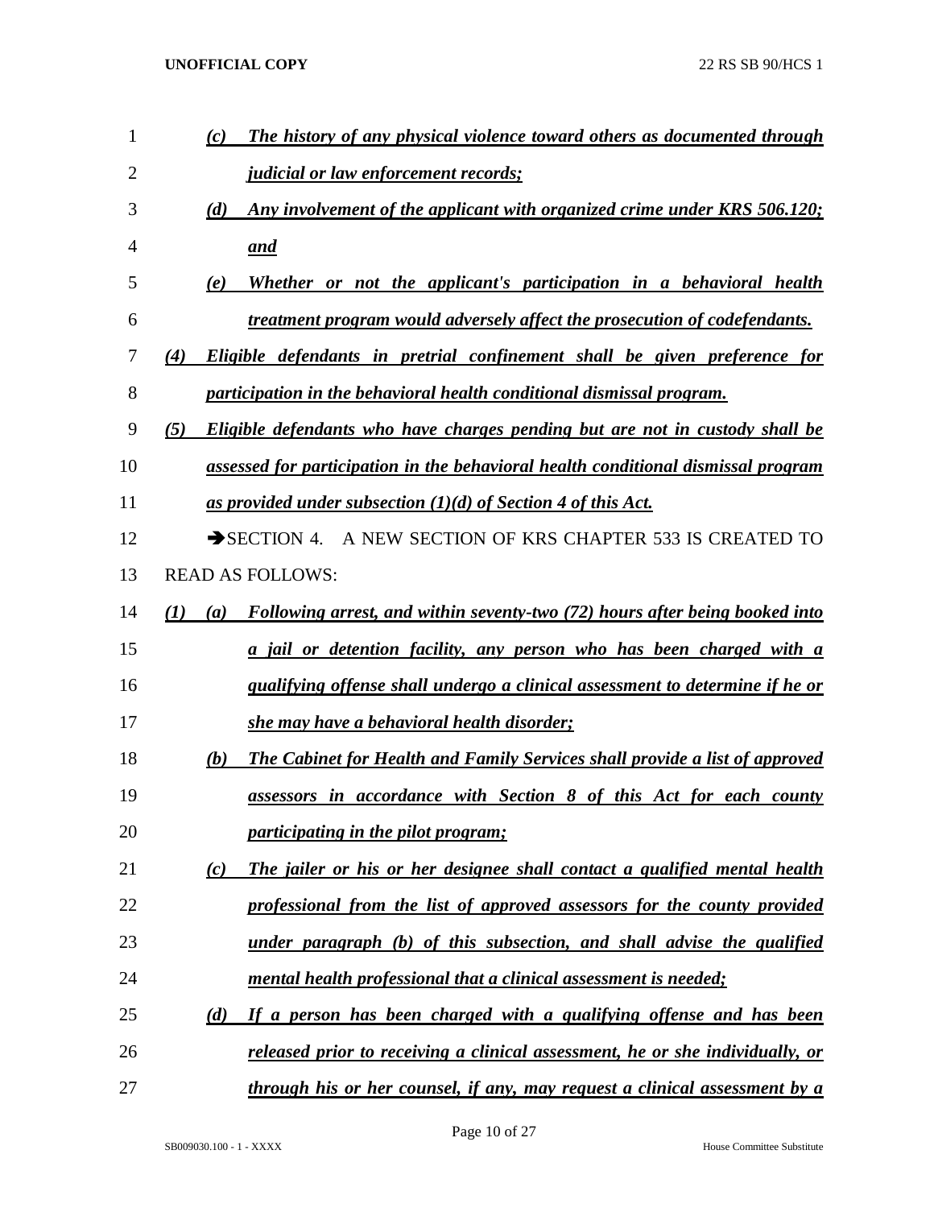(c) ***The history of any physical violence toward others as documented through judicial or law enforcement records;***

(d) ***Any involvement of the applicant with organized crime under KRS 506.120; and***

(e) ***Whether or not the applicant's participation in a behavioral health treatment program would adversely affect the prosecution of codefendants.***

(4) ***Eligible defendants in pretrial confinement shall be given preference for participation in the behavioral health conditional dismissal program.***

(5) ***Eligible defendants who have charges pending but are not in custody shall be assessed for participation in the behavioral health conditional dismissal program as provided under subsection (1)(d) of Section 4 of this Act.***

➔SECTION 4. A NEW SECTION OF KRS CHAPTER 533 IS CREATED TO READ AS FOLLOWS:

(1) (a) ***Following arrest, and within seventy-two (72) hours after being booked into a jail or detention facility, any person who has been charged with a qualifying offense shall undergo a clinical assessment to determine if he or she may have a behavioral health disorder;***

(b) ***The Cabinet for Health and Family Services shall provide a list of approved assessors in accordance with Section 8 of this Act for each county participating in the pilot program;***

(c) ***The jailer or his or her designee shall contact a qualified mental health professional from the list of approved assessors for the county provided under paragraph (b) of this subsection, and shall advise the qualified mental health professional that a clinical assessment is needed;***

(d) ***If a person has been charged with a qualifying offense and has been released prior to receiving a clinical assessment, he or she individually, or through his or her counsel, if any, may request a clinical assessment by a***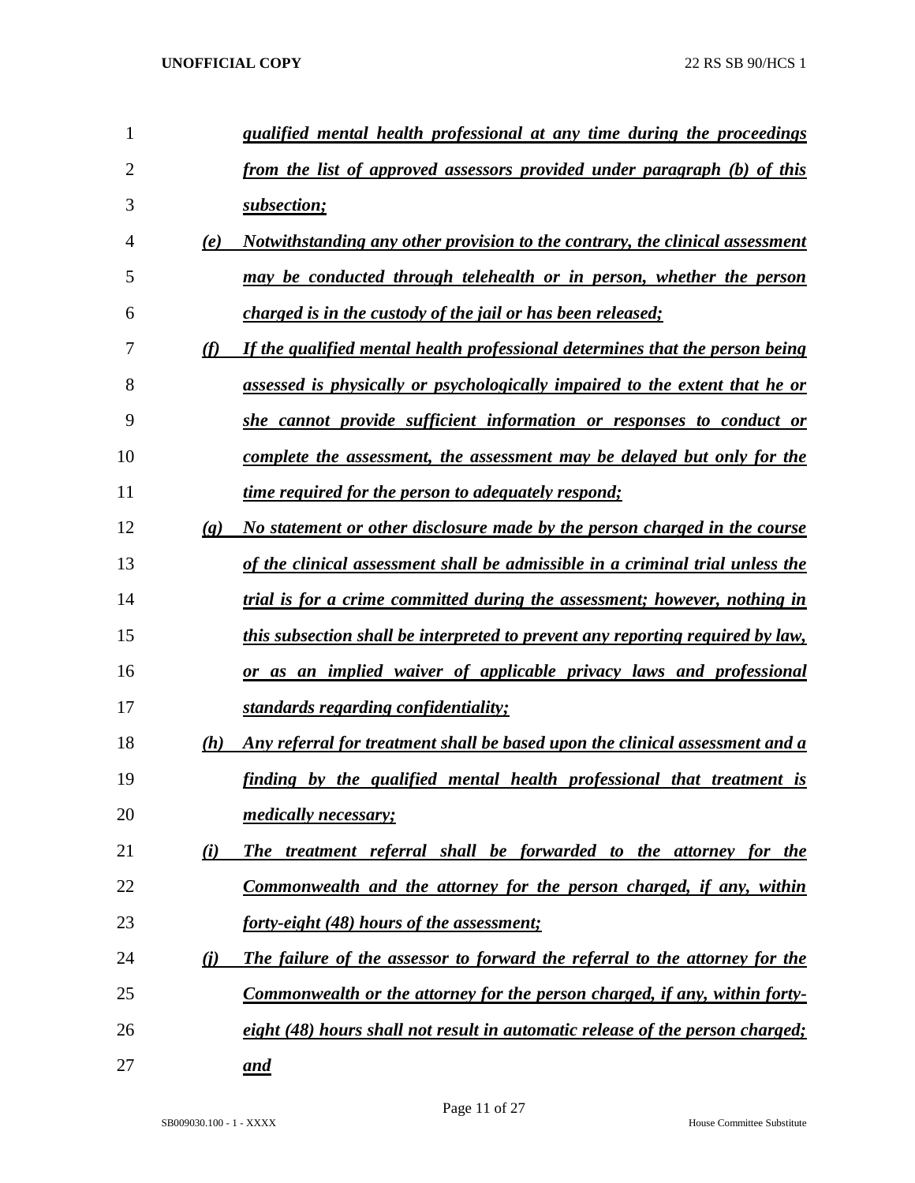*qualified mental health professional at any time during the proceedings from the list of approved assessors provided under paragraph (b) of this subsection;*

*(e) Notwithstanding any other provision to the contrary, the clinical assessment may be conducted through telehealth or in person, whether the person charged is in the custody of the jail or has been released;*

*(f) If the qualified mental health professional determines that the person being assessed is physically or psychologically impaired to the extent that he or she cannot provide sufficient information or responses to conduct or complete the assessment, the assessment may be delayed but only for the time required for the person to adequately respond;*

*(g) No statement or other disclosure made by the person charged in the course of the clinical assessment shall be admissible in a criminal trial unless the trial is for a crime committed during the assessment; however, nothing in this subsection shall be interpreted to prevent any reporting required by law, or as an implied waiver of applicable privacy laws and professional standards regarding confidentiality;*

*(h) Any referral for treatment shall be based upon the clinical assessment and a finding by the qualified mental health professional that treatment is medically necessary;*

*(i) The treatment referral shall be forwarded to the attorney for the Commonwealth and the attorney for the person charged, if any, within forty-eight (48) hours of the assessment;*

*(j) The failure of the assessor to forward the referral to the attorney for the Commonwealth or the attorney for the person charged, if any, within forty-eight (48) hours shall not result in automatic release of the person charged; and*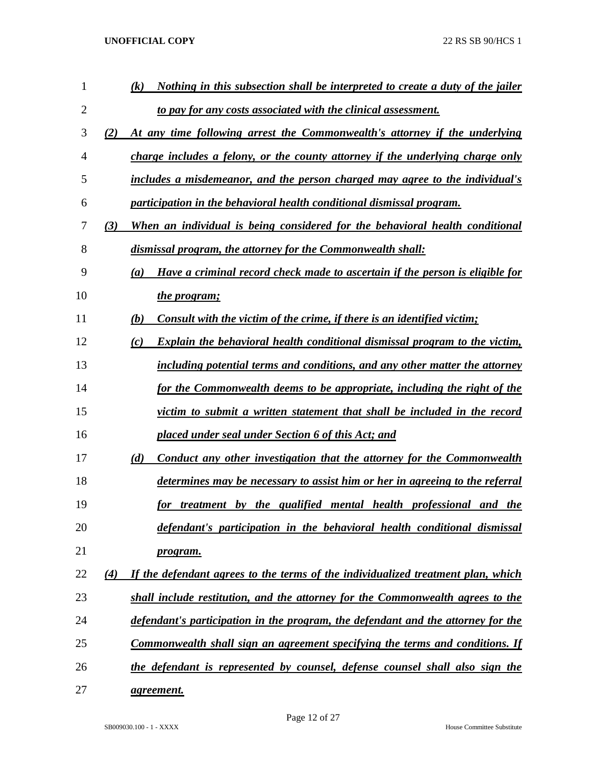*(k) Nothing in this subsection shall be interpreted to create a duty of the jailer to pay for any costs associated with the clinical assessment.*

*(2) At any time following arrest the Commonwealth's attorney if the underlying charge includes a felony, or the county attorney if the underlying charge only includes a misdemeanor, and the person charged may agree to the individual's participation in the behavioral health conditional dismissal program.*

*(3) When an individual is being considered for the behavioral health conditional dismissal program, the attorney for the Commonwealth shall:*

*(a) Have a criminal record check made to ascertain if the person is eligible for the program;*

*(b) Consult with the victim of the crime, if there is an identified victim;*

*(c) Explain the behavioral health conditional dismissal program to the victim, including potential terms and conditions, and any other matter the attorney for the Commonwealth deems to be appropriate, including the right of the victim to submit a written statement that shall be included in the record placed under seal under Section 6 of this Act; and*

*(d) Conduct any other investigation that the attorney for the Commonwealth determines may be necessary to assist him or her in agreeing to the referral for treatment by the qualified mental health professional and the defendant's participation in the behavioral health conditional dismissal program.*

*(4) If the defendant agrees to the terms of the individualized treatment plan, which shall include restitution, and the attorney for the Commonwealth agrees to the defendant's participation in the program, the defendant and the attorney for the Commonwealth shall sign an agreement specifying the terms and conditions. If the defendant is represented by counsel, defense counsel shall also sign the agreement.*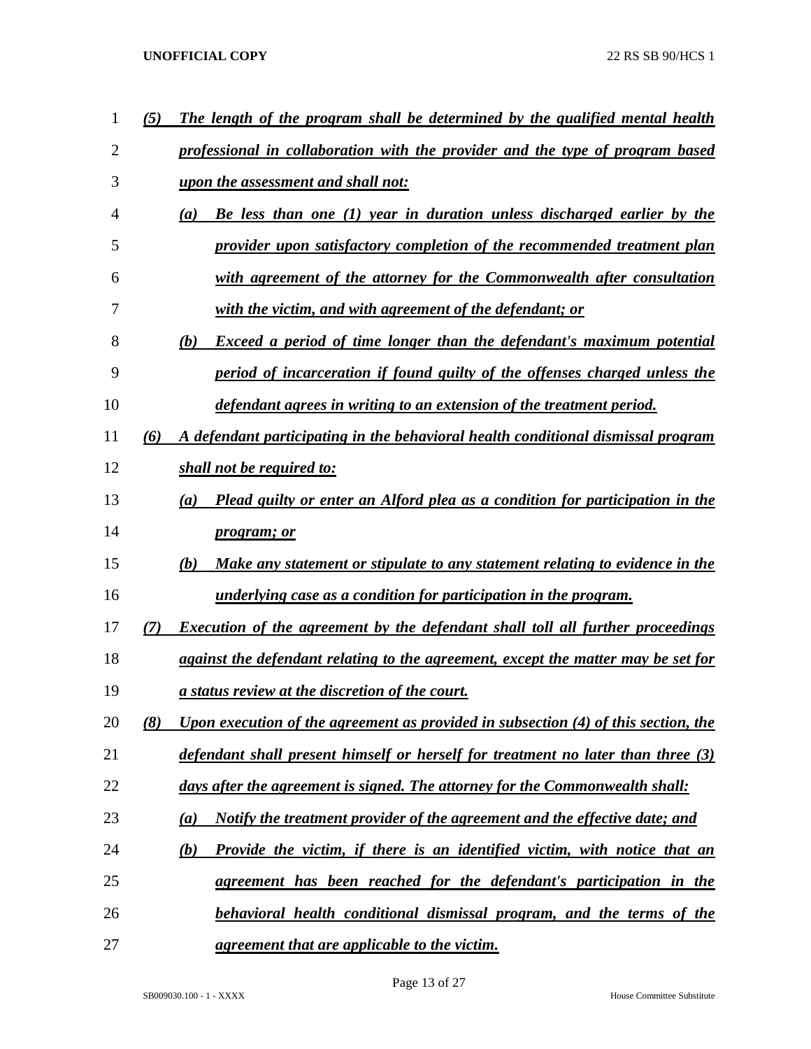*(5) The length of the program shall be determined by the qualified mental health professional in collaboration with the provider and the type of program based upon the assessment and shall not:*

*(a) Be less than one (1) year in duration unless discharged earlier by the provider upon satisfactory completion of the recommended treatment plan with agreement of the attorney for the Commonwealth after consultation with the victim, and with agreement of the defendant; or*

*(b) Exceed a period of time longer than the defendant's maximum potential period of incarceration if found guilty of the offenses charged unless the defendant agrees in writing to an extension of the treatment period.*

*(6) A defendant participating in the behavioral health conditional dismissal program shall not be required to:*

*(a) Plead guilty or enter an Alford plea as a condition for participation in the program; or*

*(b) Make any statement or stipulate to any statement relating to evidence in the underlying case as a condition for participation in the program.*

*(7) Execution of the agreement by the defendant shall toll all further proceedings against the defendant relating to the agreement, except the matter may be set for a status review at the discretion of the court.*

*(8) Upon execution of the agreement as provided in subsection (4) of this section, the defendant shall present himself or herself for treatment no later than three (3) days after the agreement is signed. The attorney for the Commonwealth shall:*

*(a) Notify the treatment provider of the agreement and the effective date; and*

*(b) Provide the victim, if there is an identified victim, with notice that an agreement has been reached for the defendant's participation in the behavioral health conditional dismissal program, and the terms of the agreement that are applicable to the victim.*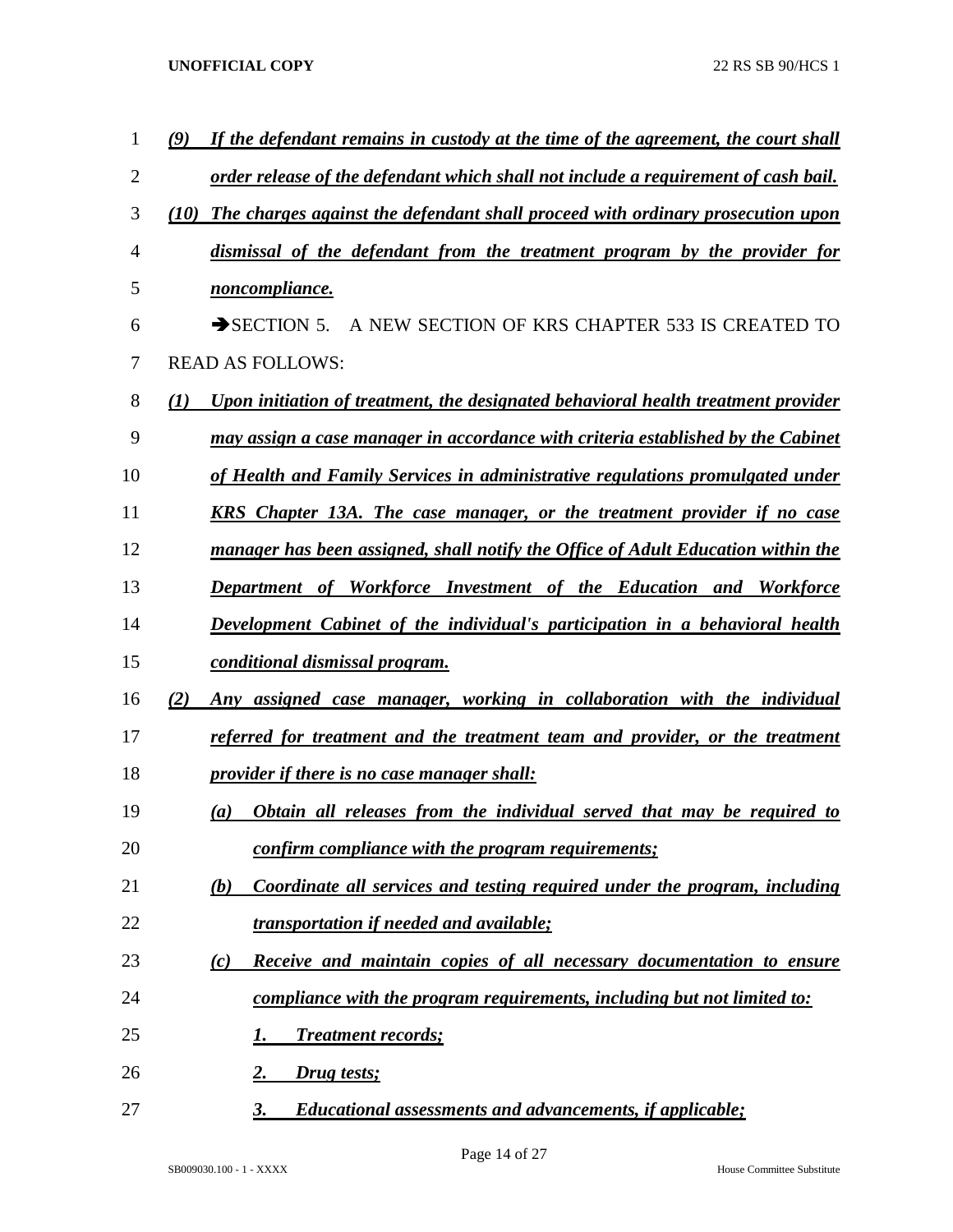***(9) If the defendant remains in custody at the time of the agreement, the court shall order release of the defendant which shall not include a requirement of cash bail.***

***(10) The charges against the defendant shall proceed with ordinary prosecution upon dismissal of the defendant from the treatment program by the provider for noncompliance.***

➔SECTION 5. A NEW SECTION OF KRS CHAPTER 533 IS CREATED TO READ AS FOLLOWS:

***(1) Upon initiation of treatment, the designated behavioral health treatment provider may assign a case manager in accordance with criteria established by the Cabinet of Health and Family Services in administrative regulations promulgated under KRS Chapter 13A. The case manager, or the treatment provider if no case manager has been assigned, shall notify the Office of Adult Education within the Department of Workforce Investment of the Education and Workforce Development Cabinet of the individual's participation in a behavioral health conditional dismissal program.***

***(2) Any assigned case manager, working in collaboration with the individual referred for treatment and the treatment team and provider, or the treatment provider if there is no case manager shall:***

- ***(a) Obtain all releases from the individual served that may be required to confirm compliance with the program requirements;***
- ***(b) Coordinate all services and testing required under the program, including transportation if needed and available;***
- ***(c) Receive and maintain copies of all necessary documentation to ensure compliance with the program requirements, including but not limited to:***
  - ***1. Treatment records;***
  - ***2. Drug tests;***
  - ***3. Educational assessments and advancements, if applicable;***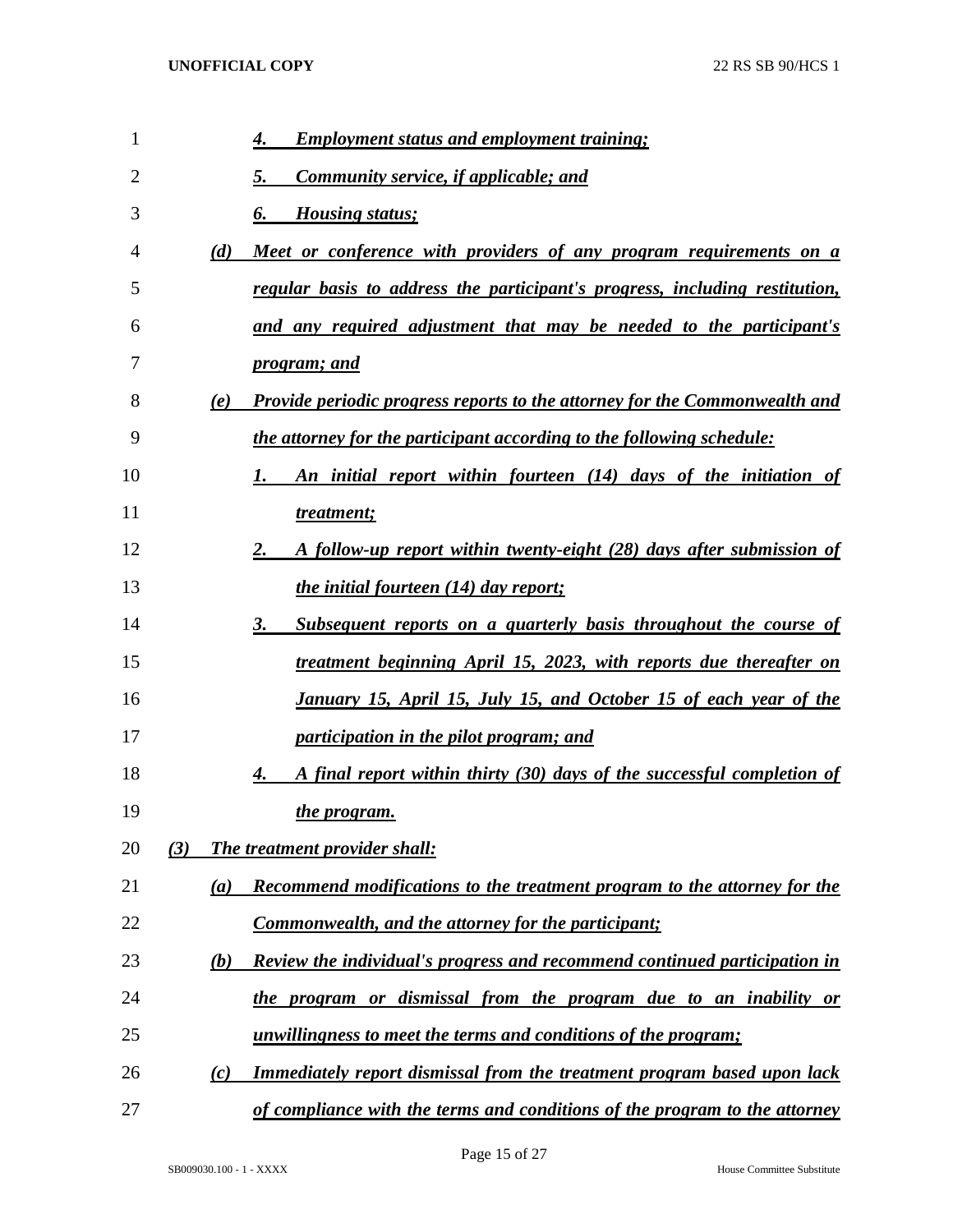4. ***Employment status and employment training;***

5. ***Community service, if applicable; and***

6. ***Housing status;***

***(d) Meet or conference with providers of any program requirements on a regular basis to address the participant's progress, including restitution, and any required adjustment that may be needed to the participant's program; and***

***(e) Provide periodic progress reports to the attorney for the Commonwealth and the attorney for the participant according to the following schedule:***

1. ***An initial report within fourteen (14) days of the initiation of treatment;***

2. ***A follow-up report within twenty-eight (28) days after submission of the initial fourteen (14) day report;***

3. ***Subsequent reports on a quarterly basis throughout the course of treatment beginning April 15, 2023, with reports due thereafter on January 15, April 15, July 15, and October 15 of each year of the participation in the pilot program; and***

4. ***A final report within thirty (30) days of the successful completion of the program.***

***(3) The treatment provider shall:***

***(a) Recommend modifications to the treatment program to the attorney for the Commonwealth, and the attorney for the participant;***

***(b) Review the individual's progress and recommend continued participation in the program or dismissal from the program due to an inability or unwillingness to meet the terms and conditions of the program;***

***(c) Immediately report dismissal from the treatment program based upon lack of compliance with the terms and conditions of the program to the attorney***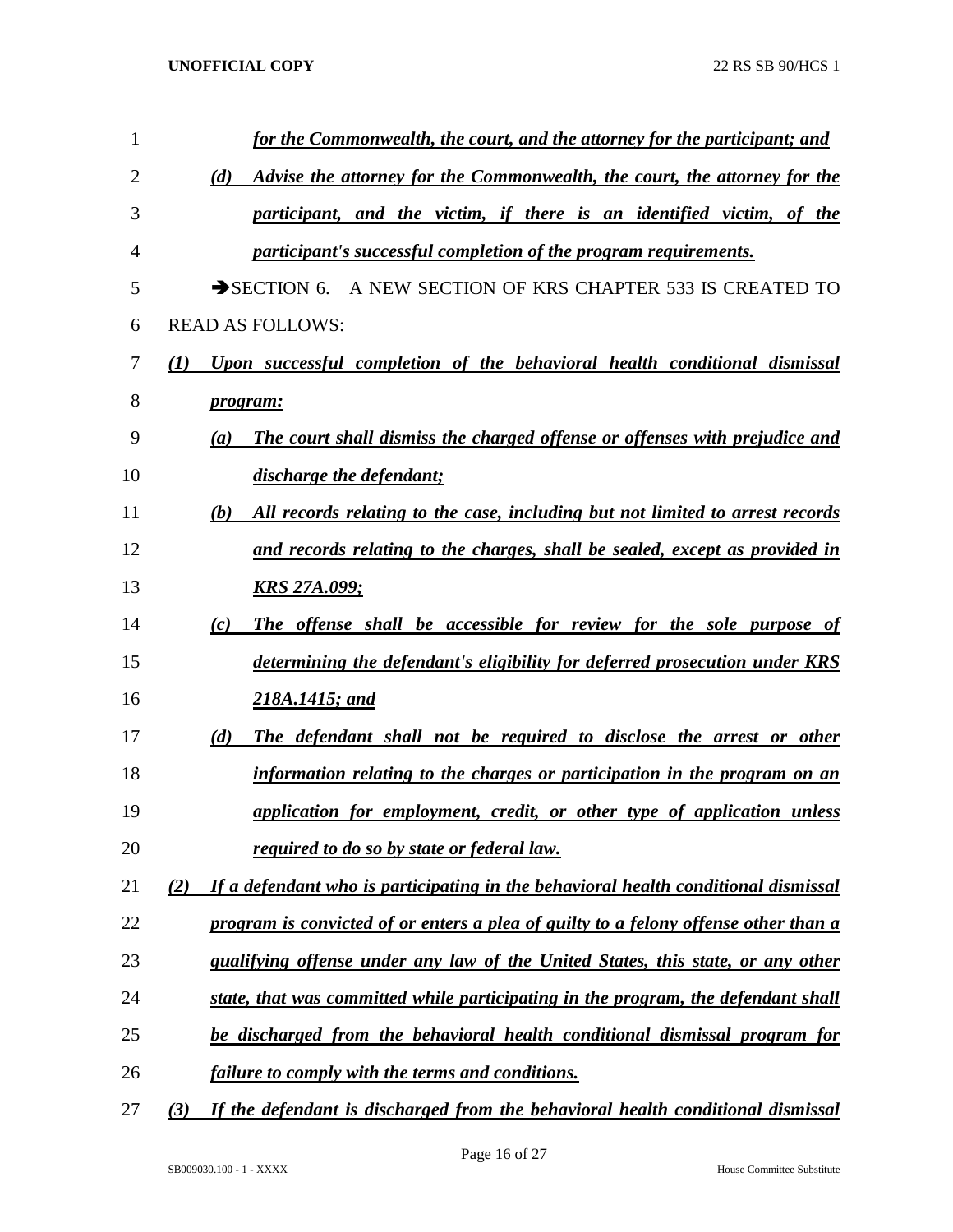*for the Commonwealth, the court, and the attorney for the participant; and*

*(d) Advise the attorney for the Commonwealth, the court, the attorney for the participant, and the victim, if there is an identified victim, of the participant's successful completion of the program requirements.*

➔SECTION 6. A NEW SECTION OF KRS CHAPTER 533 IS CREATED TO READ AS FOLLOWS:

*(1) Upon successful completion of the behavioral health conditional dismissal program:*

*(a) The court shall dismiss the charged offense or offenses with prejudice and discharge the defendant;*

*(b) All records relating to the case, including but not limited to arrest records and records relating to the charges, shall be sealed, except as provided in KRS 27A.099;*

*(c) The offense shall be accessible for review for the sole purpose of determining the defendant's eligibility for deferred prosecution under KRS 218A.1415; and*

*(d) The defendant shall not be required to disclose the arrest or other information relating to the charges or participation in the program on an application for employment, credit, or other type of application unless required to do so by state or federal law.*

*(2) If a defendant who is participating in the behavioral health conditional dismissal program is convicted of or enters a plea of guilty to a felony offense other than a qualifying offense under any law of the United States, this state, or any other state, that was committed while participating in the program, the defendant shall be discharged from the behavioral health conditional dismissal program for failure to comply with the terms and conditions.*

*(3) If the defendant is discharged from the behavioral health conditional dismissal*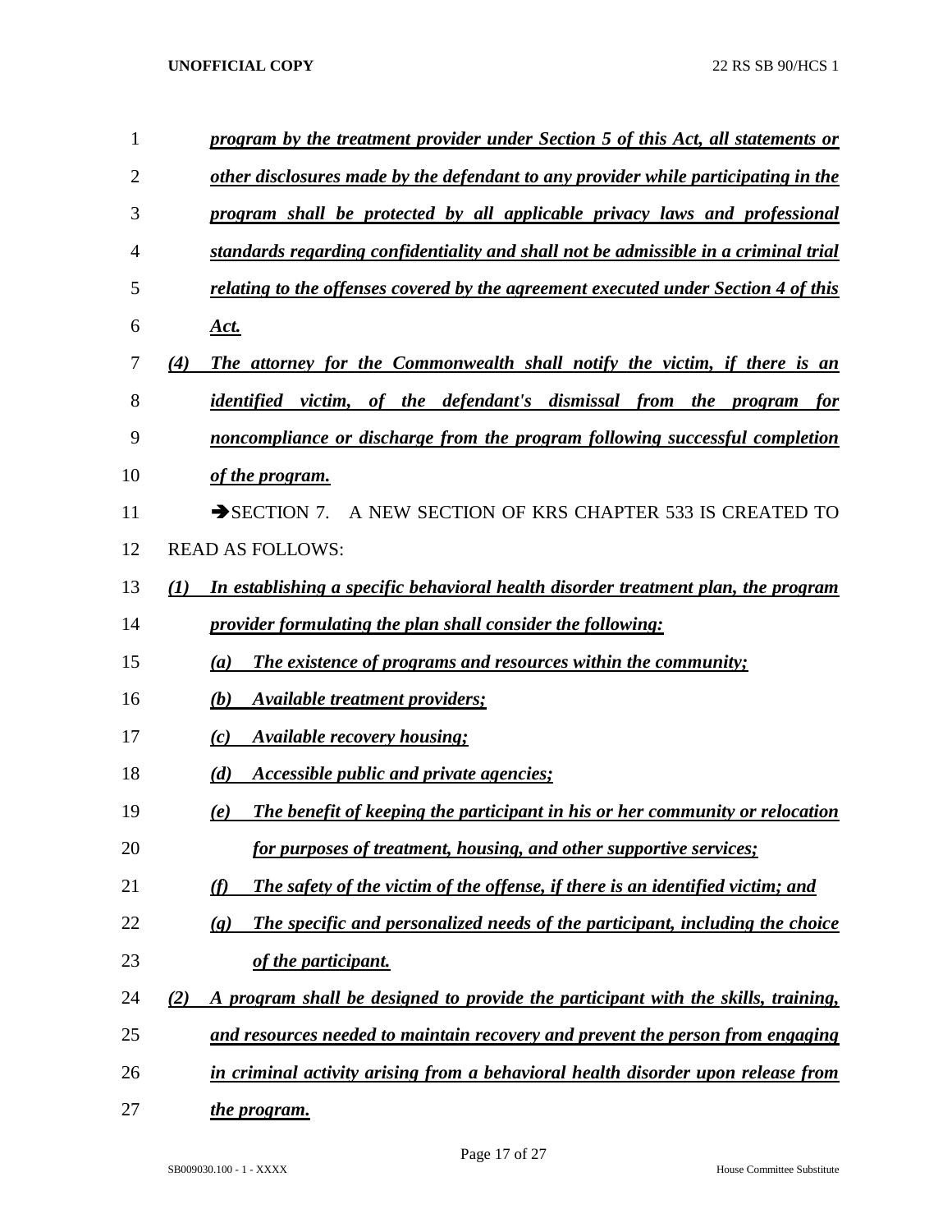*program by the treatment provider under Section 5 of this Act, all statements or other disclosures made by the defendant to any provider while participating in the program shall be protected by all applicable privacy laws and professional standards regarding confidentiality and shall not be admissible in a criminal trial relating to the offenses covered by the agreement executed under Section 4 of this Act.*

*(4) The attorney for the Commonwealth shall notify the victim, if there is an identified victim, of the defendant's dismissal from the program for noncompliance or discharge from the program following successful completion of the program.*

➔SECTION 7. A NEW SECTION OF KRS CHAPTER 533 IS CREATED TO READ AS FOLLOWS:

*(1) In establishing a specific behavioral health disorder treatment plan, the program provider formulating the plan shall consider the following:*

*(a) The existence of programs and resources within the community;*

*(b) Available treatment providers;*

*(c) Available recovery housing;*

*(d) Accessible public and private agencies;*

*(e) The benefit of keeping the participant in his or her community or relocation for purposes of treatment, housing, and other supportive services;*

*(f) The safety of the victim of the offense, if there is an identified victim; and*

*(g) The specific and personalized needs of the participant, including the choice of the participant.*

*(2) A program shall be designed to provide the participant with the skills, training, and resources needed to maintain recovery and prevent the person from engaging in criminal activity arising from a behavioral health disorder upon release from the program.*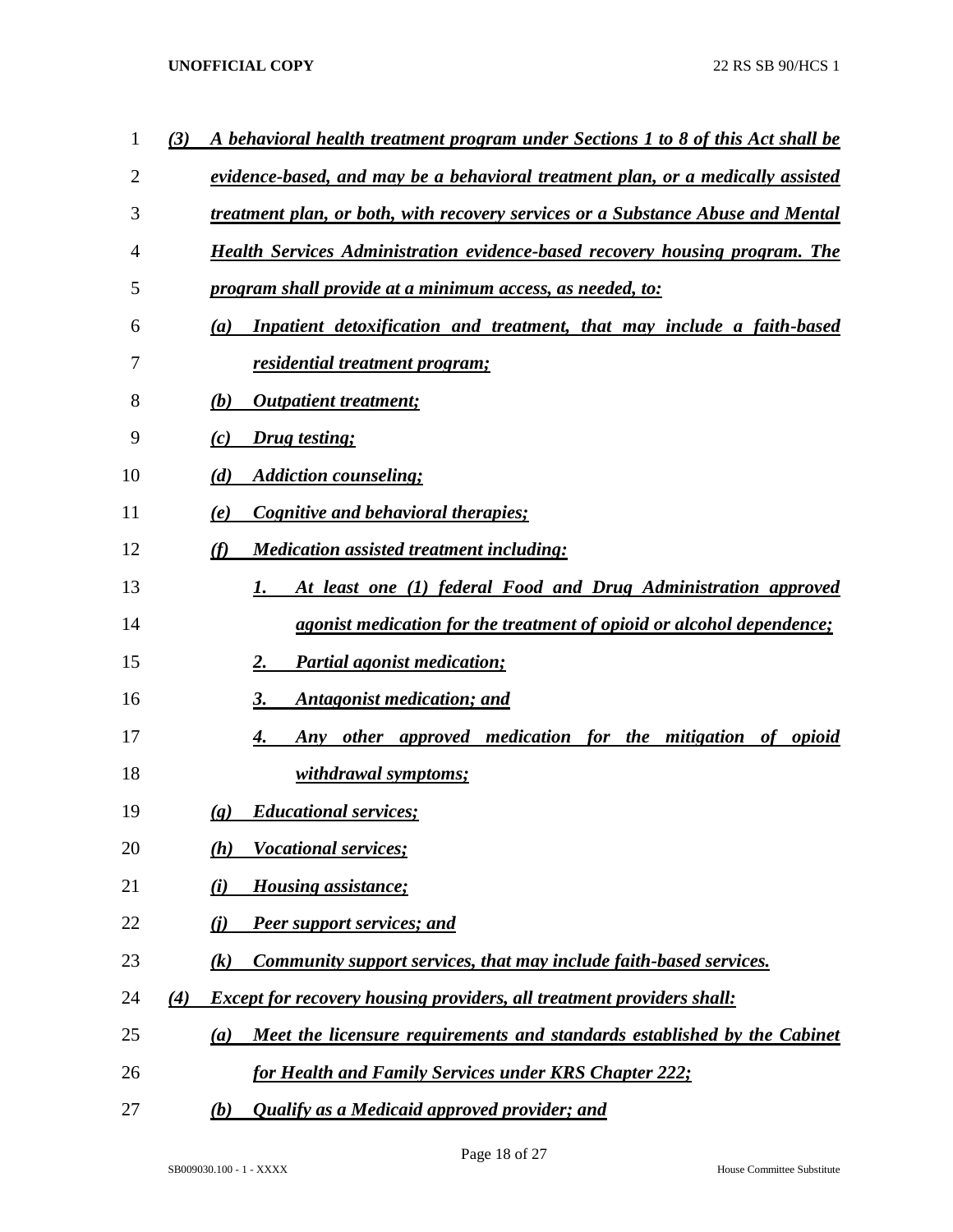*(3) A behavioral health treatment program under Sections 1 to 8 of this Act shall be evidence-based, and may be a behavioral treatment plan, or a medically assisted treatment plan, or both, with recovery services or a Substance Abuse and Mental Health Services Administration evidence-based recovery housing program. The program shall provide at a minimum access, as needed, to:*

*(a) Inpatient detoxification and treatment, that may include a faith-based residential treatment program;*

*(b) Outpatient treatment;*

*(c) Drug testing;*

*(d) Addiction counseling;*

*(e) Cognitive and behavioral therapies;*

*(f) Medication assisted treatment including:*

*1. At least one (1) federal Food and Drug Administration approved agonist medication for the treatment of opioid or alcohol dependence;*

*2. Partial agonist medication;*

*3. Antagonist medication; and*

*4. Any other approved medication for the mitigation of opioid withdrawal symptoms;*

*(g) Educational services;*

*(h) Vocational services;*

*(i) Housing assistance;*

*(j) Peer support services; and*

*(k) Community support services, that may include faith-based services.*

*(4) Except for recovery housing providers, all treatment providers shall:*

*(a) Meet the licensure requirements and standards established by the Cabinet for Health and Family Services under KRS Chapter 222;*

*(b) Qualify as a Medicaid approved provider; and*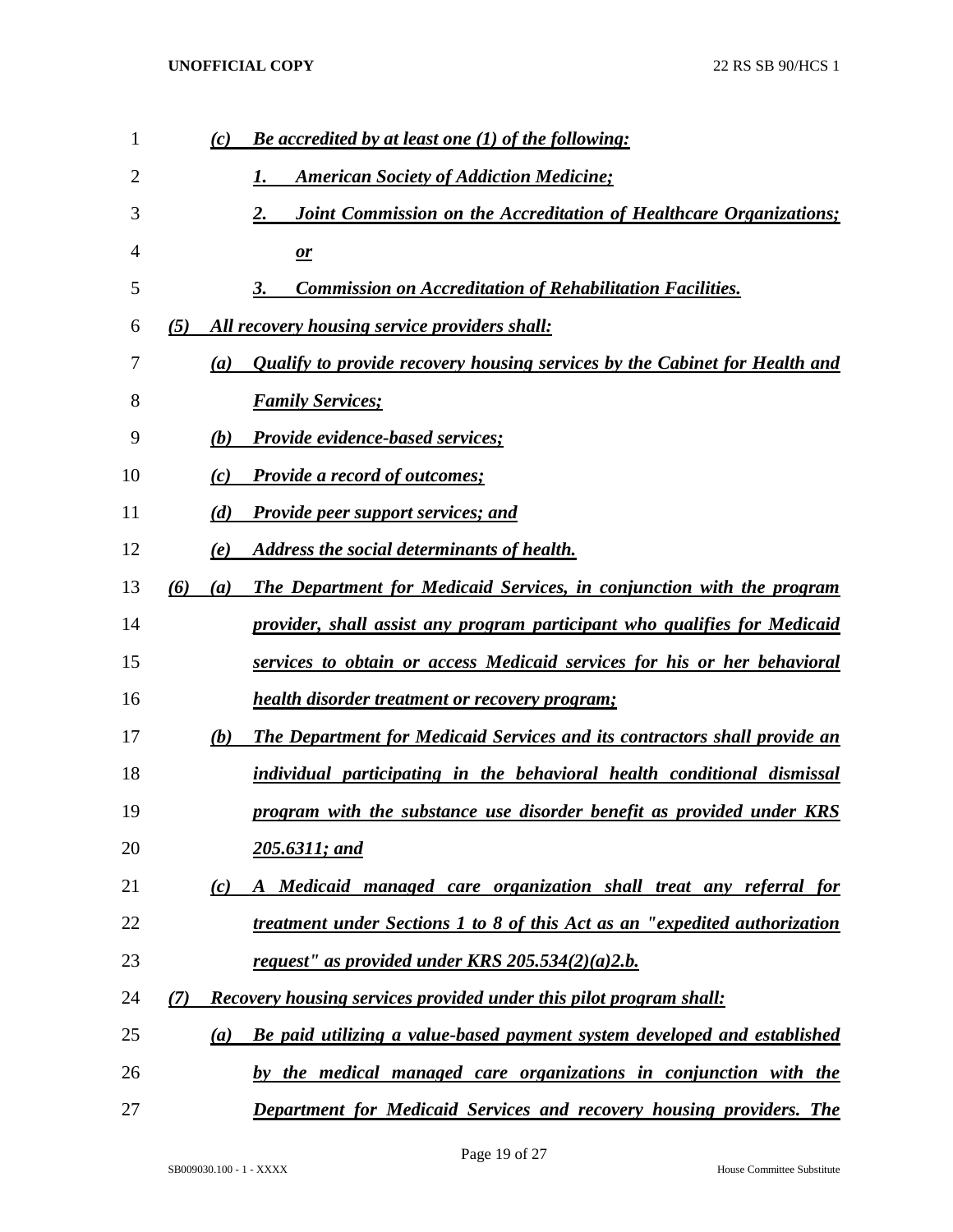(c) *Be accredited by at least one (1) of the following:*

1. *American Society of Addiction Medicine;*
2. *Joint Commission on the Accreditation of Healthcare Organizations; or*
3. *Commission on Accreditation of Rehabilitation Facilities.*

(5) *All recovery housing service providers shall:*

(a) *Qualify to provide recovery housing services by the Cabinet for Health and Family Services;*

(b) *Provide evidence-based services;*

(c) *Provide a record of outcomes;*

(d) *Provide peer support services; and*

(e) *Address the social determinants of health.*

(6) (a) *The Department for Medicaid Services, in conjunction with the program provider, shall assist any program participant who qualifies for Medicaid services to obtain or access Medicaid services for his or her behavioral health disorder treatment or recovery program;*

(b) *The Department for Medicaid Services and its contractors shall provide an individual participating in the behavioral health conditional dismissal program with the substance use disorder benefit as provided under KRS 205.6311; and*

(c) *A Medicaid managed care organization shall treat any referral for treatment under Sections 1 to 8 of this Act as an "expedited authorization request" as provided under KRS 205.534(2)(a)2.b.*

(7) *Recovery housing services provided under this pilot program shall:*

(a) *Be paid utilizing a value-based payment system developed and established by the medical managed care organizations in conjunction with the Department for Medicaid Services and recovery housing providers. The*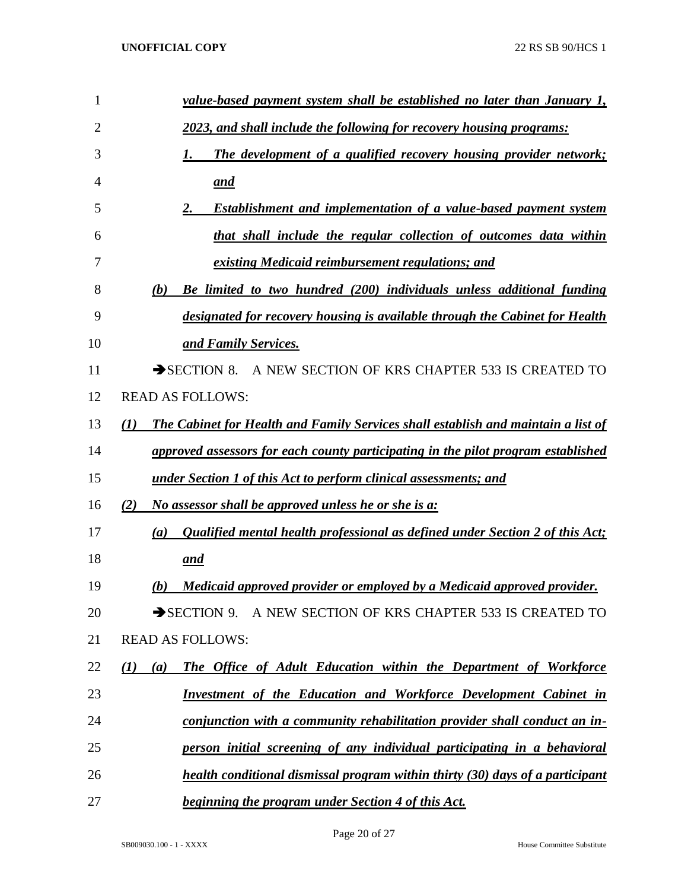***value-based payment system shall be established no later than January 1, 2023, and shall include the following for recovery housing programs:***

***1. The development of a qualified recovery housing provider network; and***

***2. Establishment and implementation of a value-based payment system that shall include the regular collection of outcomes data within existing Medicaid reimbursement regulations; and***

***(b) Be limited to two hundred (200) individuals unless additional funding designated for recovery housing is available through the Cabinet for Health and Family Services.***

➔SECTION 8. A NEW SECTION OF KRS CHAPTER 533 IS CREATED TO READ AS FOLLOWS:

***(1) The Cabinet for Health and Family Services shall establish and maintain a list of approved assessors for each county participating in the pilot program established under Section 1 of this Act to perform clinical assessments; and***

***(2) No assessor shall be approved unless he or she is a:***

***(a) Qualified mental health professional as defined under Section 2 of this Act; and***

***(b) Medicaid approved provider or employed by a Medicaid approved provider.***

➔SECTION 9. A NEW SECTION OF KRS CHAPTER 533 IS CREATED TO READ AS FOLLOWS:

***(1) (a) The Office of Adult Education within the Department of Workforce Investment of the Education and Workforce Development Cabinet in conjunction with a community rehabilitation provider shall conduct an in-person initial screening of any individual participating in a behavioral health conditional dismissal program within thirty (30) days of a participant beginning the program under Section 4 of this Act.***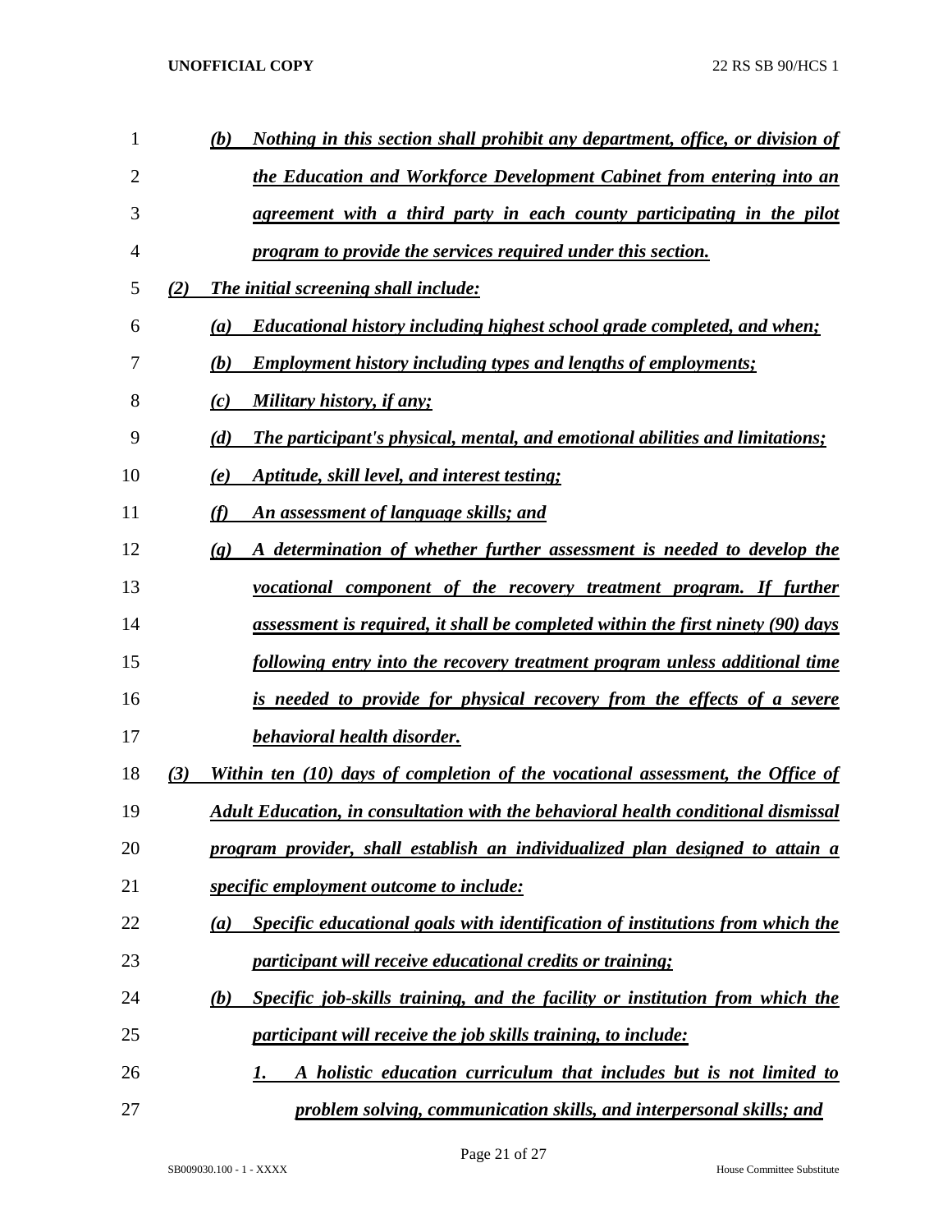*(b) Nothing in this section shall prohibit any department, office, or division of the Education and Workforce Development Cabinet from entering into an agreement with a third party in each county participating in the pilot program to provide the services required under this section.*

*(2) The initial screening shall include:*

*(a) Educational history including highest school grade completed, and when;*

*(b) Employment history including types and lengths of employments;*

*(c) Military history, if any;*

*(d) The participant's physical, mental, and emotional abilities and limitations;*

*(e) Aptitude, skill level, and interest testing;*

*(f) An assessment of language skills; and*

*(g) A determination of whether further assessment is needed to develop the vocational component of the recovery treatment program. If further assessment is required, it shall be completed within the first ninety (90) days following entry into the recovery treatment program unless additional time is needed to provide for physical recovery from the effects of a severe behavioral health disorder.*

*(3) Within ten (10) days of completion of the vocational assessment, the Office of Adult Education, in consultation with the behavioral health conditional dismissal program provider, shall establish an individualized plan designed to attain a specific employment outcome to include:*

*(a) Specific educational goals with identification of institutions from which the participant will receive educational credits or training;*

*(b) Specific job-skills training, and the facility or institution from which the participant will receive the job skills training, to include:*

*1. A holistic education curriculum that includes but is not limited to problem solving, communication skills, and interpersonal skills; and*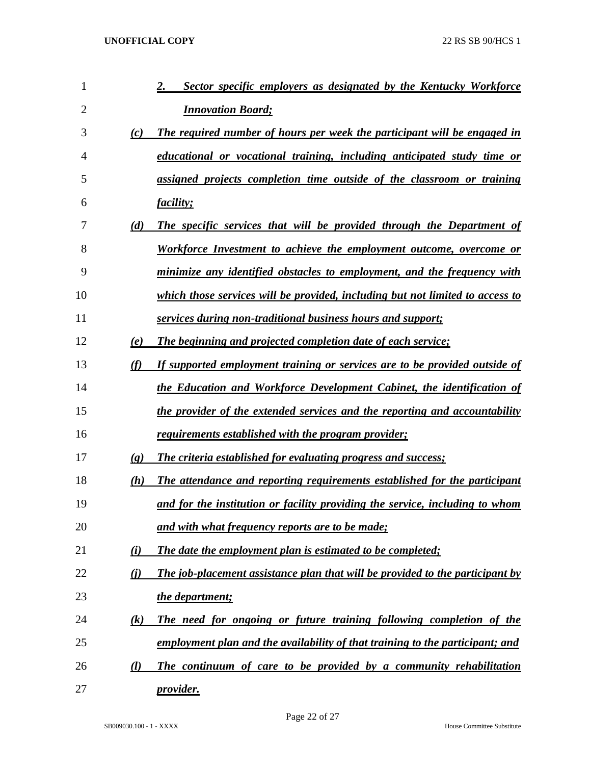2. ***Sector specific employers as designated by the Kentucky Workforce Innovation Board;***

(c) ***The required number of hours per week the participant will be engaged in educational or vocational training, including anticipated study time or assigned projects completion time outside of the classroom or training facility;***

(d) ***The specific services that will be provided through the Department of Workforce Investment to achieve the employment outcome, overcome or minimize any identified obstacles to employment, and the frequency with which those services will be provided, including but not limited to access to services during non-traditional business hours and support;***

(e) ***The beginning and projected completion date of each service;***

(f) ***If supported employment training or services are to be provided outside of the Education and Workforce Development Cabinet, the identification of the provider of the extended services and the reporting and accountability requirements established with the program provider;***

(g) ***The criteria established for evaluating progress and success;***

(h) ***The attendance and reporting requirements established for the participant and for the institution or facility providing the service, including to whom and with what frequency reports are to be made;***

(i) ***The date the employment plan is estimated to be completed;***

(j) ***The job-placement assistance plan that will be provided to the participant by the department;***

(k) ***The need for ongoing or future training following completion of the employment plan and the availability of that training to the participant; and***

(l) ***The continuum of care to be provided by a community rehabilitation provider.***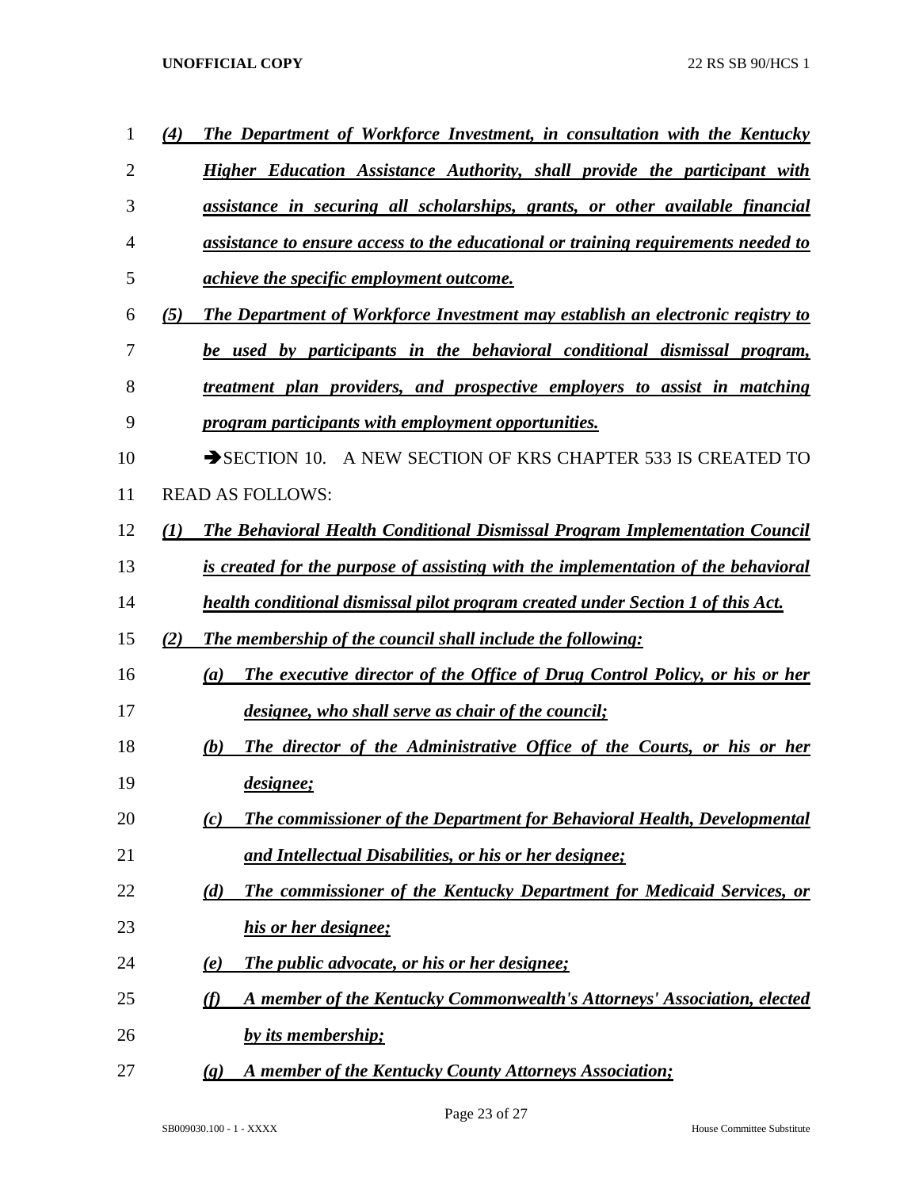***(4) The Department of Workforce Investment, in consultation with the Kentucky Higher Education Assistance Authority, shall provide the participant with assistance in securing all scholarships, grants, or other available financial assistance to ensure access to the educational or training requirements needed to achieve the specific employment outcome.***

***(5) The Department of Workforce Investment may establish an electronic registry to be used by participants in the behavioral conditional dismissal program, treatment plan providers, and prospective employers to assist in matching program participants with employment opportunities.***

➔SECTION 10. A NEW SECTION OF KRS CHAPTER 533 IS CREATED TO READ AS FOLLOWS:

***(1) The Behavioral Health Conditional Dismissal Program Implementation Council is created for the purpose of assisting with the implementation of the behavioral health conditional dismissal pilot program created under Section 1 of this Act.***

***(2) The membership of the council shall include the following:***

***(a) The executive director of the Office of Drug Control Policy, or his or her designee, who shall serve as chair of the council;***

***(b) The director of the Administrative Office of the Courts, or his or her designee;***

***(c) The commissioner of the Department for Behavioral Health, Developmental and Intellectual Disabilities, or his or her designee;***

***(d) The commissioner of the Kentucky Department for Medicaid Services, or his or her designee;***

***(e) The public advocate, or his or her designee;***

***(f) A member of the Kentucky Commonwealth's Attorneys' Association, elected by its membership;***

***(g) A member of the Kentucky County Attorneys Association;***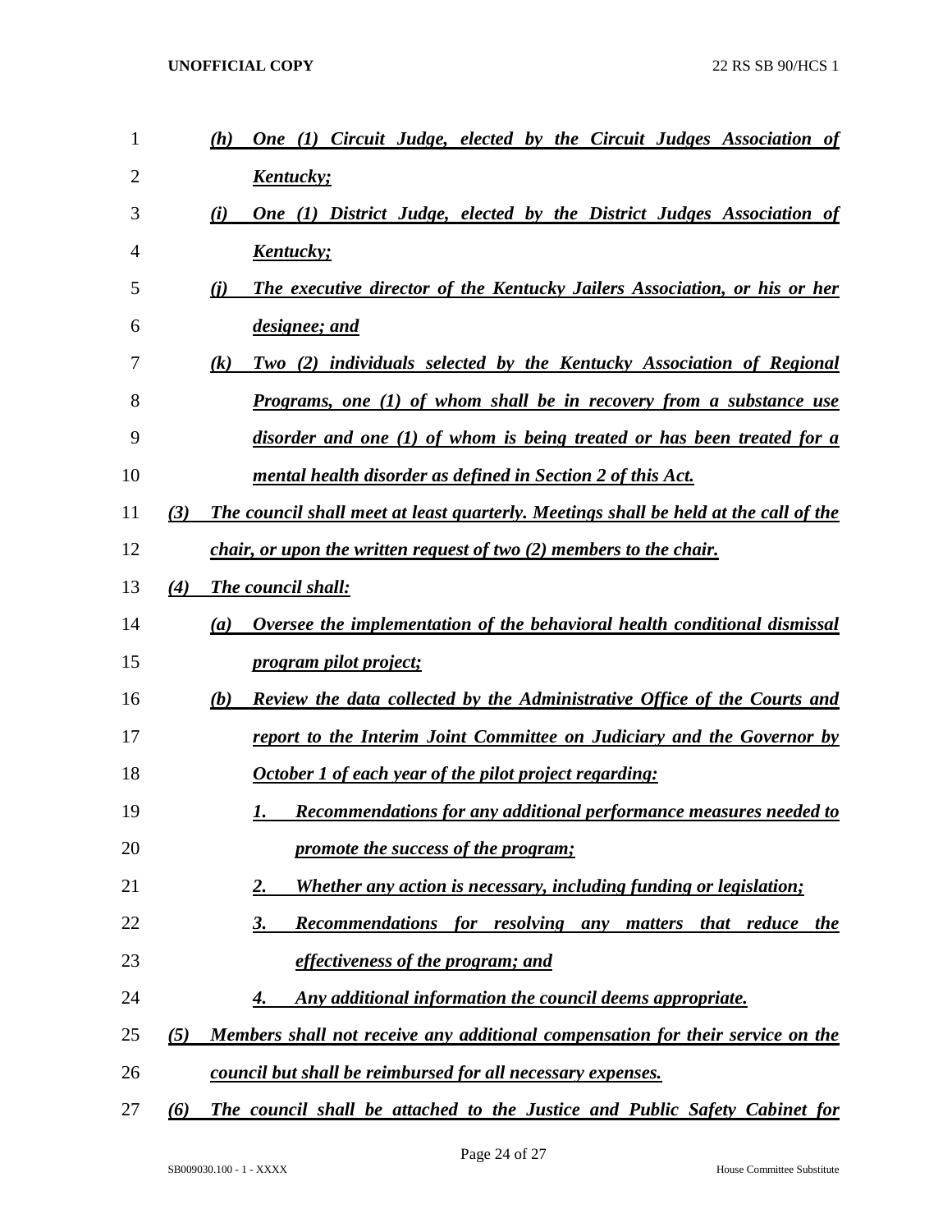*(h) One (1) Circuit Judge, elected by the Circuit Judges Association of Kentucky;*

*(i) One (1) District Judge, elected by the District Judges Association of Kentucky;*

*(j) The executive director of the Kentucky Jailers Association, or his or her designee; and*

*(k) Two (2) individuals selected by the Kentucky Association of Regional Programs, one (1) of whom shall be in recovery from a substance use disorder and one (1) of whom is being treated or has been treated for a mental health disorder as defined in Section 2 of this Act.*

*(3) The council shall meet at least quarterly. Meetings shall be held at the call of the chair, or upon the written request of two (2) members to the chair.*

*(4) The council shall:*

*(a) Oversee the implementation of the behavioral health conditional dismissal program pilot project;*

*(b) Review the data collected by the Administrative Office of the Courts and report to the Interim Joint Committee on Judiciary and the Governor by October 1 of each year of the pilot project regarding:*

*1. Recommendations for any additional performance measures needed to promote the success of the program;*

*2. Whether any action is necessary, including funding or legislation;*

*3. Recommendations for resolving any matters that reduce the effectiveness of the program; and*

*4. Any additional information the council deems appropriate.*

*(5) Members shall not receive any additional compensation for their service on the council but shall be reimbursed for all necessary expenses.*

*(6) The council shall be attached to the Justice and Public Safety Cabinet for*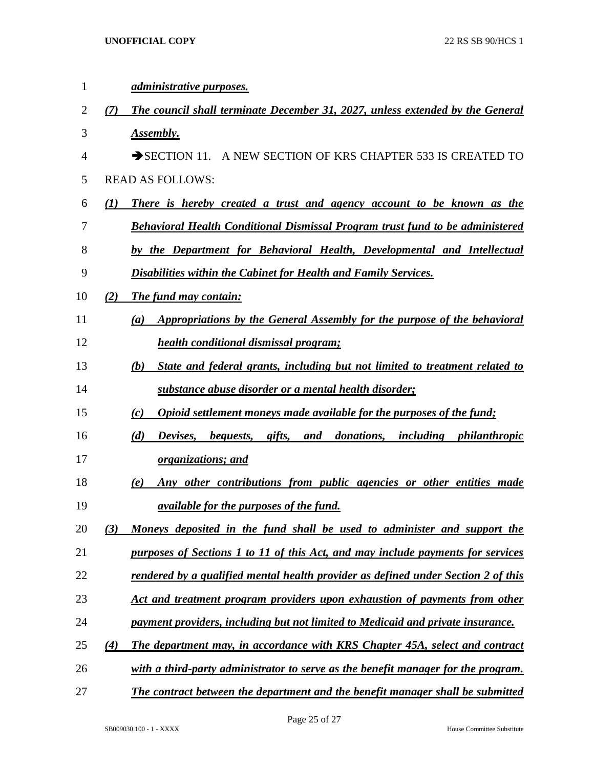***administrative purposes.***

***(7) The council shall terminate December 31, 2027, unless extended by the General Assembly.***

➔SECTION 11. A NEW SECTION OF KRS CHAPTER 533 IS CREATED TO READ AS FOLLOWS:

***(1) There is hereby created a trust and agency account to be known as the Behavioral Health Conditional Dismissal Program trust fund to be administered by the Department for Behavioral Health, Developmental and Intellectual Disabilities within the Cabinet for Health and Family Services.***

***(2) The fund may contain:***

***(a) Appropriations by the General Assembly for the purpose of the behavioral health conditional dismissal program;***

***(b) State and federal grants, including but not limited to treatment related to substance abuse disorder or a mental health disorder;***

***(c) Opioid settlement moneys made available for the purposes of the fund;***

***(d) Devises, bequests, gifts, and donations, including philanthropic organizations; and***

***(e) Any other contributions from public agencies or other entities made available for the purposes of the fund.***

***(3) Moneys deposited in the fund shall be used to administer and support the purposes of Sections 1 to 11 of this Act, and may include payments for services rendered by a qualified mental health provider as defined under Section 2 of this Act and treatment program providers upon exhaustion of payments from other payment providers, including but not limited to Medicaid and private insurance.***

***(4) The department may, in accordance with KRS Chapter 45A, select and contract with a third-party administrator to serve as the benefit manager for the program. The contract between the department and the benefit manager shall be submitted***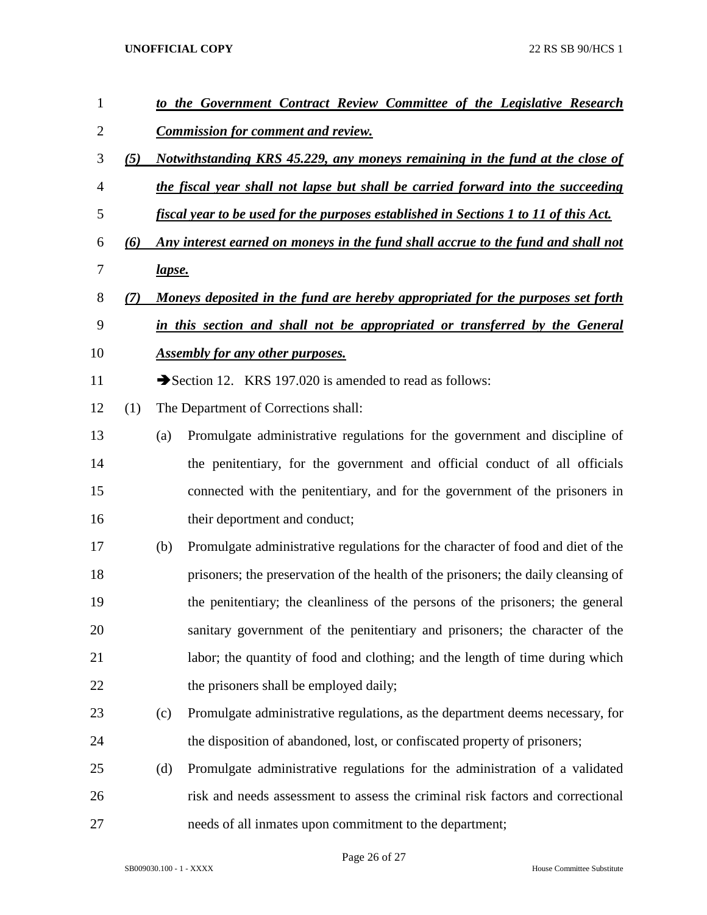***to the Government Contract Review Committee of the Legislative Research Commission for comment and review.***

***(5) Notwithstanding KRS 45.229, any moneys remaining in the fund at the close of the fiscal year shall not lapse but shall be carried forward into the succeeding fiscal year to be used for the purposes established in Sections 1 to 11 of this Act.***

***(6) Any interest earned on moneys in the fund shall accrue to the fund and shall not lapse.***

***(7) Moneys deposited in the fund are hereby appropriated for the purposes set forth in this section and shall not be appropriated or transferred by the General Assembly for any other purposes.***

➔Section 12. KRS 197.020 is amended to read as follows:

(1) The Department of Corrections shall:

(a) Promulgate administrative regulations for the government and discipline of the penitentiary, for the government and official conduct of all officials connected with the penitentiary, and for the government of the prisoners in their deportment and conduct;

(b) Promulgate administrative regulations for the character of food and diet of the prisoners; the preservation of the health of the prisoners; the daily cleansing of the penitentiary; the cleanliness of the persons of the prisoners; the general sanitary government of the penitentiary and prisoners; the character of the labor; the quantity of food and clothing; and the length of time during which the prisoners shall be employed daily;

(c) Promulgate administrative regulations, as the department deems necessary, for the disposition of abandoned, lost, or confiscated property of prisoners;

(d) Promulgate administrative regulations for the administration of a validated risk and needs assessment to assess the criminal risk factors and correctional needs of all inmates upon commitment to the department;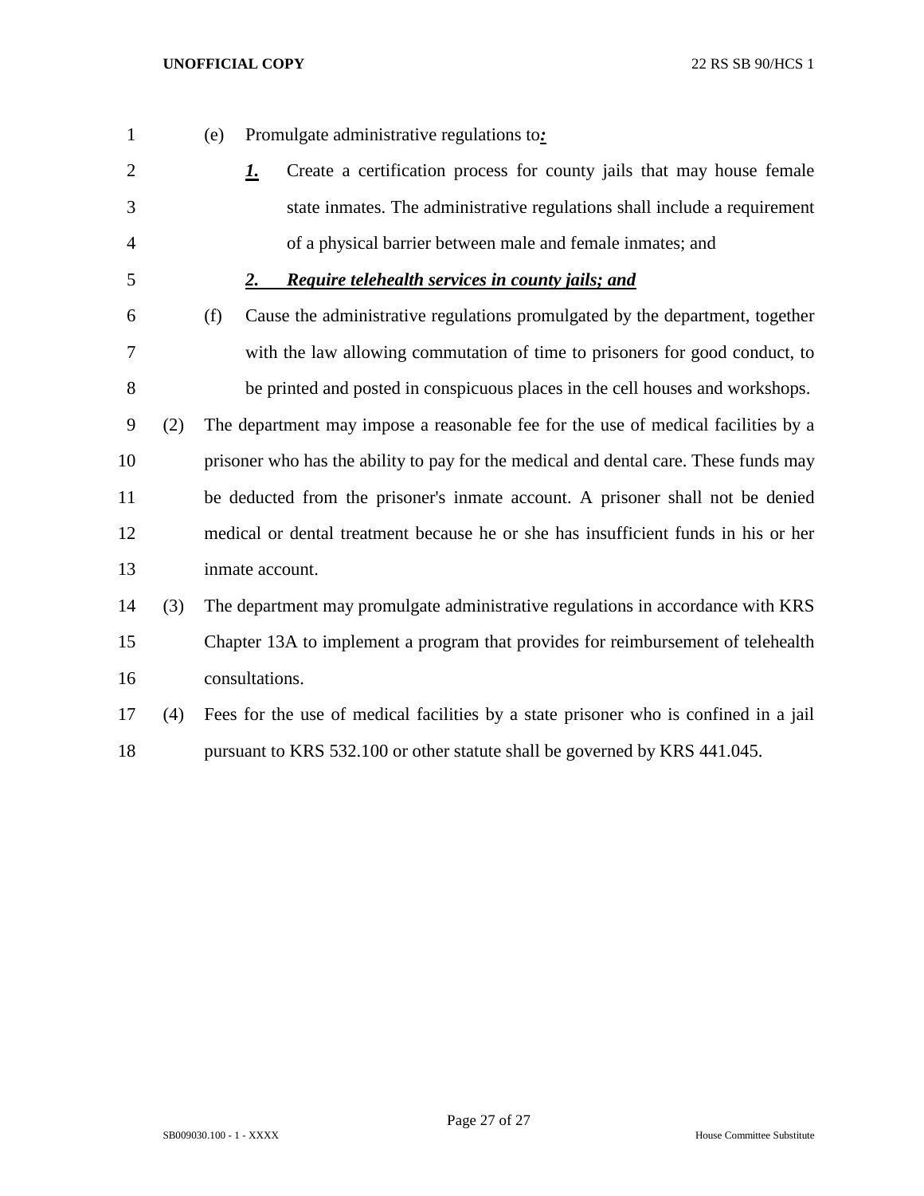(e) Promulgate administrative regulations to***:***

***1.*** Create a certification process for county jails that may house female state inmates. The administrative regulations shall include a requirement of a physical barrier between male and female inmates; and

***2. Require telehealth services in county jails; and***

(f) Cause the administrative regulations promulgated by the department, together with the law allowing commutation of time to prisoners for good conduct, to be printed and posted in conspicuous places in the cell houses and workshops.

(2) The department may impose a reasonable fee for the use of medical facilities by a prisoner who has the ability to pay for the medical and dental care. These funds may be deducted from the prisoner's inmate account. A prisoner shall not be denied medical or dental treatment because he or she has insufficient funds in his or her inmate account.

(3) The department may promulgate administrative regulations in accordance with KRS Chapter 13A to implement a program that provides for reimbursement of telehealth consultations.

(4) Fees for the use of medical facilities by a state prisoner who is confined in a jail pursuant to KRS 532.100 or other statute shall be governed by KRS 441.045.